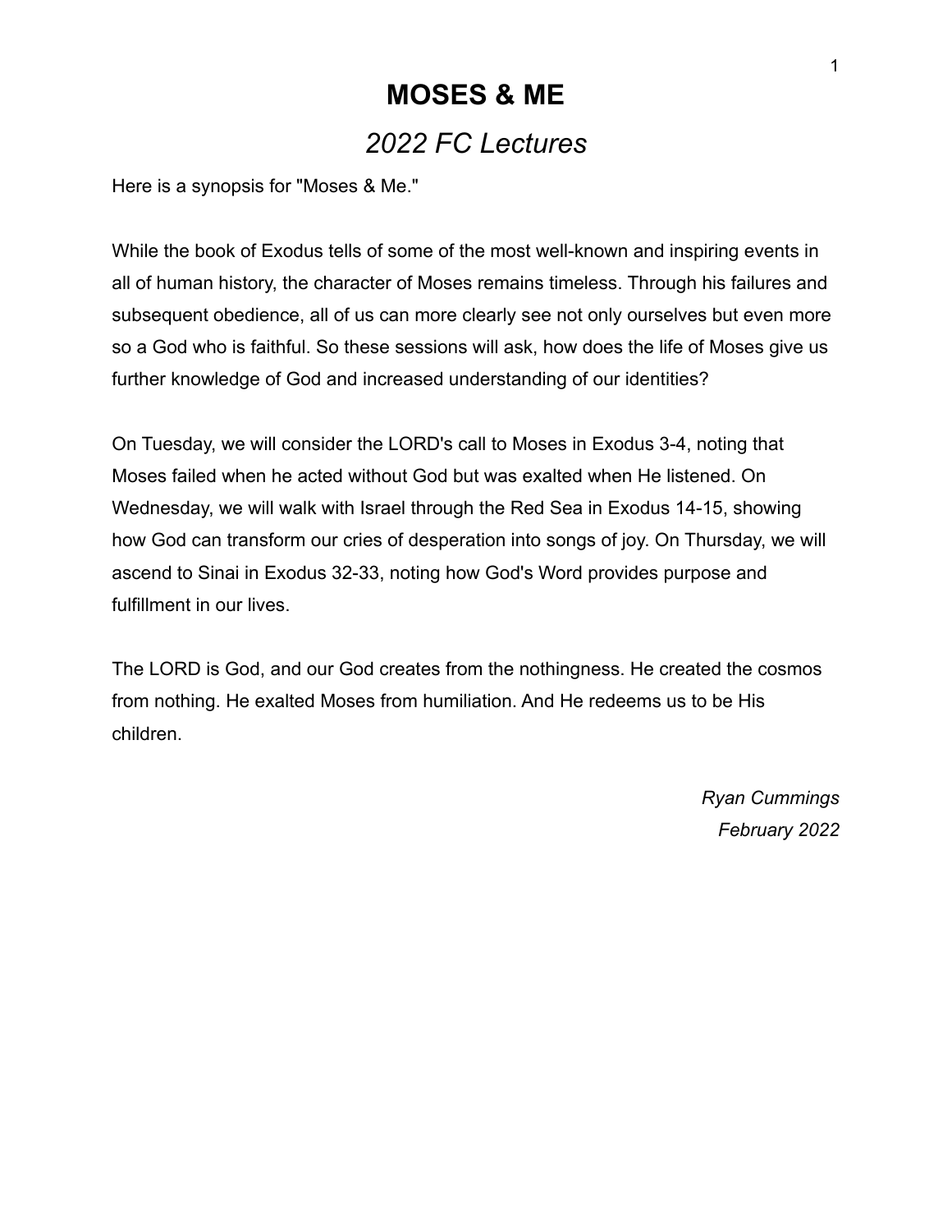# MOSES & ME

## *2022 FC Lectures*

Here is a synopsis for "Moses & Me."

While the book of Exodus tells of some of the most well-known and inspiring events in all of human history, the character of Moses remains timeless. Through his failures and subsequent obedience, all of us can more clearly see not only ourselves but even more so a God who is faithful. So these sessions will ask, how does the life of Moses give us further knowledge of God and increased understanding of our identities?

On Tuesday, we will consider the LORD's call to Moses in Exodus 3-4, noting that Moses failed when he acted without God but was exalted when He listened. On Wednesday, we will walk with Israel through the Red Sea in Exodus 14-15, showing how God can transform our cries of desperation into songs of joy. On Thursday, we will ascend to Sinai in Exodus 32-33, noting how God's Word provides purpose and fulfillment in our lives.

The LORD is God, and our God creates from the nothingness. He created the cosmos from nothing. He exalted Moses from humiliation. And He redeems us to be His children.

*Ryan Cummings*
*February 2022*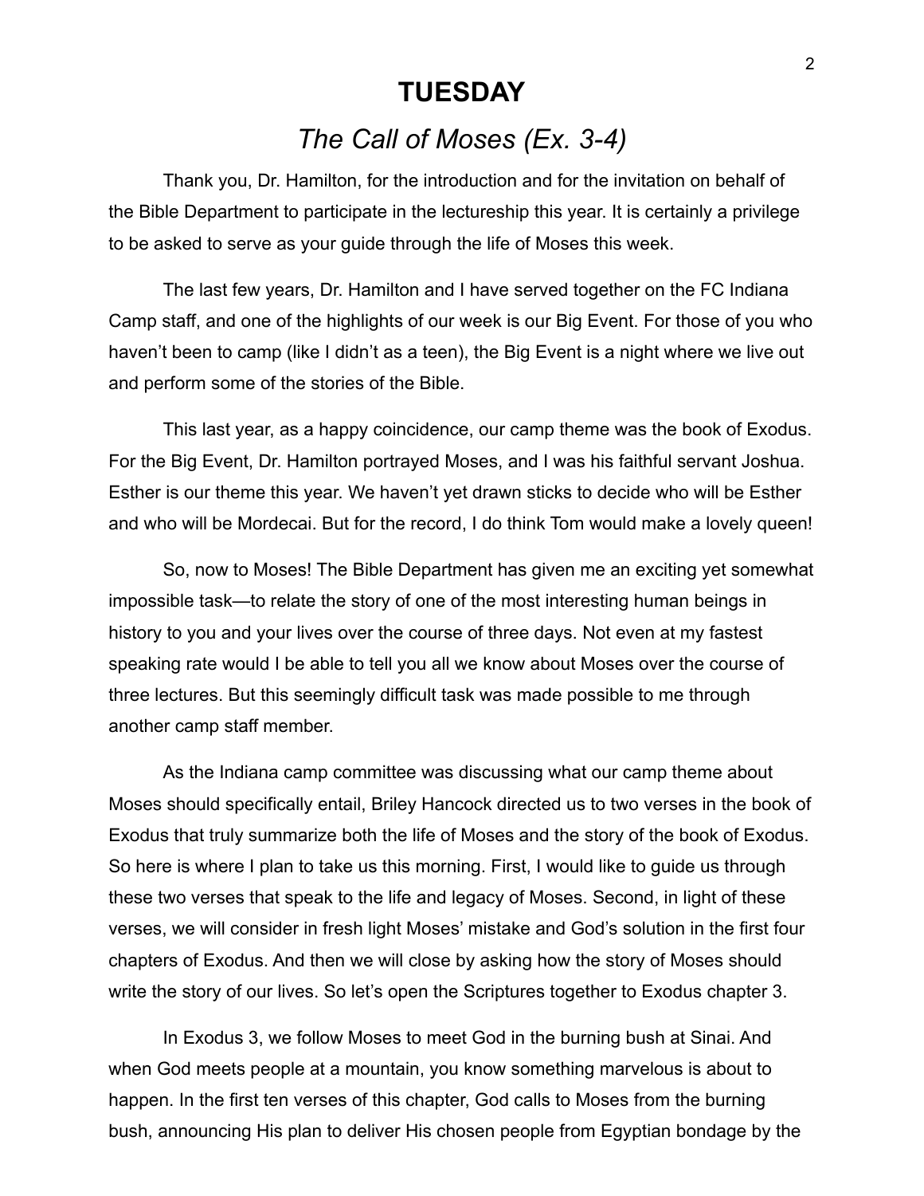# TUESDAY

## *The Call of Moses (Ex. 3-4)*

Thank you, Dr. Hamilton, for the introduction and for the invitation on behalf of the Bible Department to participate in the lectureship this year. It is certainly a privilege to be asked to serve as your guide through the life of Moses this week.

The last few years, Dr. Hamilton and I have served together on the FC Indiana Camp staff, and one of the highlights of our week is our Big Event. For those of you who haven't been to camp (like I didn't as a teen), the Big Event is a night where we live out and perform some of the stories of the Bible.

This last year, as a happy coincidence, our camp theme was the book of Exodus. For the Big Event, Dr. Hamilton portrayed Moses, and I was his faithful servant Joshua. Esther is our theme this year. We haven't yet drawn sticks to decide who will be Esther and who will be Mordecai. But for the record, I do think Tom would make a lovely queen!

So, now to Moses! The Bible Department has given me an exciting yet somewhat impossible task—to relate the story of one of the most interesting human beings in history to you and your lives over the course of three days. Not even at my fastest speaking rate would I be able to tell you all we know about Moses over the course of three lectures. But this seemingly difficult task was made possible to me through another camp staff member.

As the Indiana camp committee was discussing what our camp theme about Moses should specifically entail, Briley Hancock directed us to two verses in the book of Exodus that truly summarize both the life of Moses and the story of the book of Exodus. So here is where I plan to take us this morning. First, I would like to guide us through these two verses that speak to the life and legacy of Moses. Second, in light of these verses, we will consider in fresh light Moses' mistake and God's solution in the first four chapters of Exodus. And then we will close by asking how the story of Moses should write the story of our lives. So let's open the Scriptures together to Exodus chapter 3.

In Exodus 3, we follow Moses to meet God in the burning bush at Sinai. And when God meets people at a mountain, you know something marvelous is about to happen. In the first ten verses of this chapter, God calls to Moses from the burning bush, announcing His plan to deliver His chosen people from Egyptian bondage by the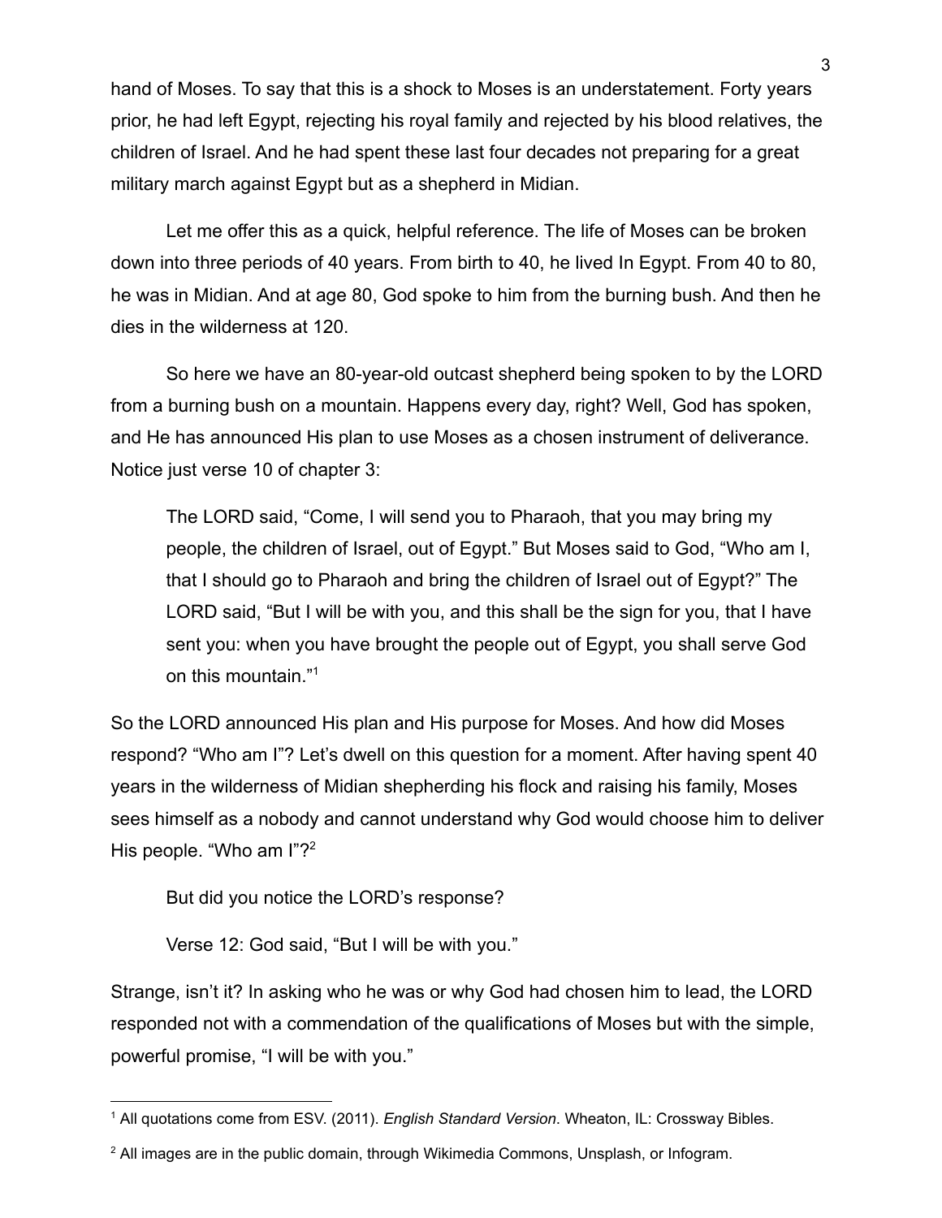hand of Moses. To say that this is a shock to Moses is an understatement. Forty years prior, he had left Egypt, rejecting his royal family and rejected by his blood relatives, the children of Israel. And he had spent these last four decades not preparing for a great military march against Egypt but as a shepherd in Midian.

Let me offer this as a quick, helpful reference. The life of Moses can be broken down into three periods of 40 years. From birth to 40, he lived In Egypt. From 40 to 80, he was in Midian. And at age 80, God spoke to him from the burning bush. And then he dies in the wilderness at 120.

So here we have an 80-year-old outcast shepherd being spoken to by the LORD from a burning bush on a mountain. Happens every day, right? Well, God has spoken, and He has announced His plan to use Moses as a chosen instrument of deliverance. Notice just verse 10 of chapter 3:

> The LORD said, "Come, I will send you to Pharaoh, that you may bring my people, the children of Israel, out of Egypt." But Moses said to God, "Who am I, that I should go to Pharaoh and bring the children of Israel out of Egypt?" The LORD said, "But I will be with you, and this shall be the sign for you, that I have sent you: when you have brought the people out of Egypt, you shall serve God on this mountain."[1]

So the LORD announced His plan and His purpose for Moses. And how did Moses respond? "Who am I"? Let's dwell on this question for a moment. After having spent 40 years in the wilderness of Midian shepherding his flock and raising his family, Moses sees himself as a nobody and cannot understand why God would choose him to deliver His people. "Who am I"?[2]

But did you notice the LORD's response?

Verse 12: God said, "But I will be with you."

Strange, isn't it? In asking who he was or why God had chosen him to lead, the LORD responded not with a commendation of the qualifications of Moses but with the simple, powerful promise, "I will be with you."

---

[1] All quotations come from ESV. (2011). *English Standard Version*. Wheaton, IL: Crossway Bibles.

[2] All images are in the public domain, through Wikimedia Commons, Unsplash, or Infogram.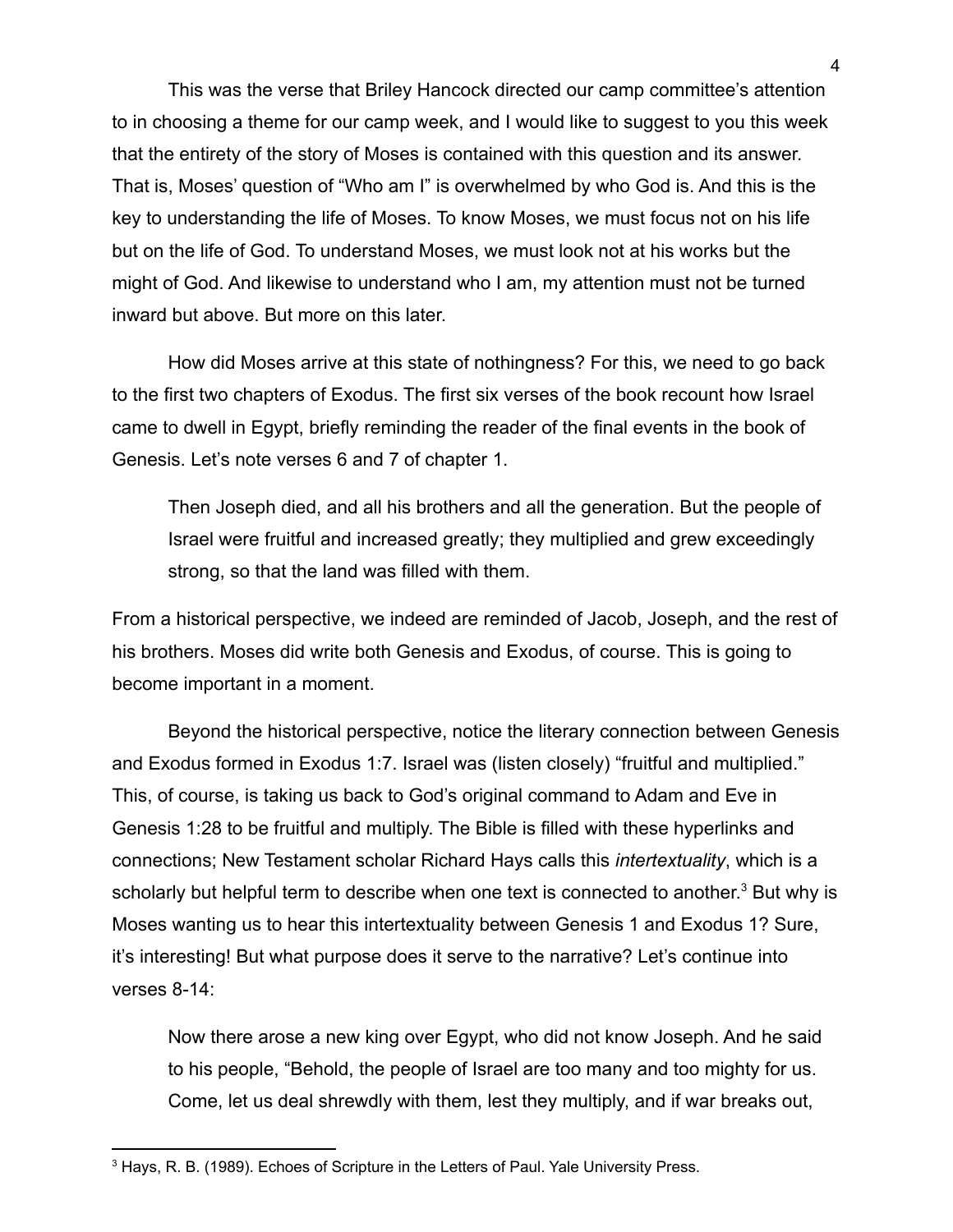This was the verse that Briley Hancock directed our camp committee's attention to in choosing a theme for our camp week, and I would like to suggest to you this week that the entirety of the story of Moses is contained with this question and its answer. That is, Moses' question of "Who am I" is overwhelmed by who God is. And this is the key to understanding the life of Moses. To know Moses, we must focus not on his life but on the life of God. To understand Moses, we must look not at his works but the might of God. And likewise to understand who I am, my attention must not be turned inward but above. But more on this later.

How did Moses arrive at this state of nothingness? For this, we need to go back to the first two chapters of Exodus. The first six verses of the book recount how Israel came to dwell in Egypt, briefly reminding the reader of the final events in the book of Genesis. Let's note verses 6 and 7 of chapter 1.

> Then Joseph died, and all his brothers and all the generation. But the people of Israel were fruitful and increased greatly; they multiplied and grew exceedingly strong, so that the land was filled with them.

From a historical perspective, we indeed are reminded of Jacob, Joseph, and the rest of his brothers. Moses did write both Genesis and Exodus, of course. This is going to become important in a moment.

Beyond the historical perspective, notice the literary connection between Genesis and Exodus formed in Exodus 1:7. Israel was (listen closely) "fruitful and multiplied." This, of course, is taking us back to God's original command to Adam and Eve in Genesis 1:28 to be fruitful and multiply. The Bible is filled with these hyperlinks and connections; New Testament scholar Richard Hays calls this *intertextuality*, which is a scholarly but helpful term to describe when one text is connected to another.[3] But why is Moses wanting us to hear this intertextuality between Genesis 1 and Exodus 1? Sure, it's interesting! But what purpose does it serve to the narrative? Let's continue into verses 8-14:

> Now there arose a new king over Egypt, who did not know Joseph. And he said to his people, "Behold, the people of Israel are too many and too mighty for us. Come, let us deal shrewdly with them, lest they multiply, and if war breaks out,

[3] Hays, R. B. (1989). Echoes of Scripture in the Letters of Paul. Yale University Press.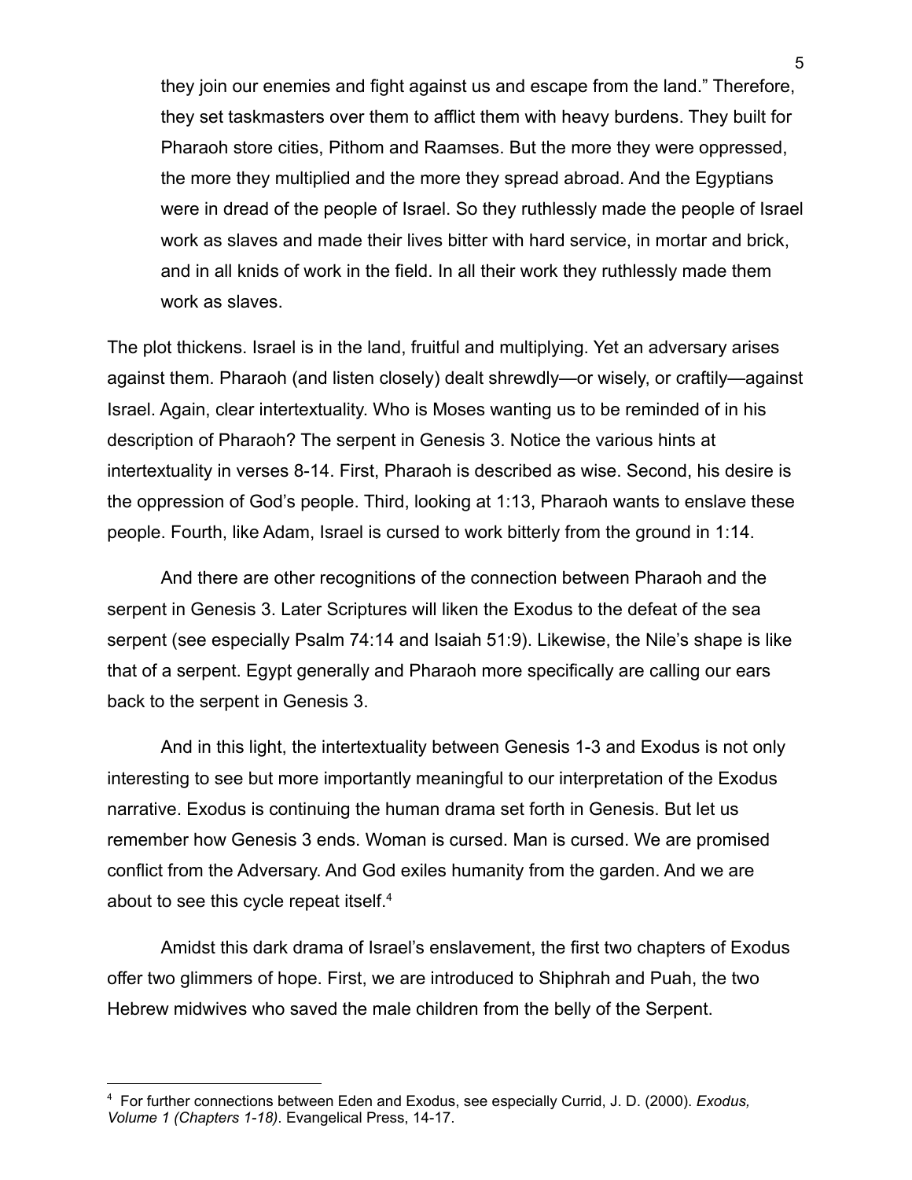> they join our enemies and fight against us and escape from the land." Therefore, they set taskmasters over them to afflict them with heavy burdens. They built for Pharaoh store cities, Pithom and Raamses. But the more they were oppressed, the more they multiplied and the more they spread abroad. And the Egyptians were in dread of the people of Israel. So they ruthlessly made the people of Israel work as slaves and made their lives bitter with hard service, in mortar and brick, and in all knids of work in the field. In all their work they ruthlessly made them work as slaves.

The plot thickens. Israel is in the land, fruitful and multiplying. Yet an adversary arises against them. Pharaoh (and listen closely) dealt shrewdly—or wisely, or craftily—against Israel. Again, clear intertextuality. Who is Moses wanting us to be reminded of in his description of Pharaoh? The serpent in Genesis 3. Notice the various hints at intertextuality in verses 8-14. First, Pharaoh is described as wise. Second, his desire is the oppression of God's people. Third, looking at 1:13, Pharaoh wants to enslave these people. Fourth, like Adam, Israel is cursed to work bitterly from the ground in 1:14.

And there are other recognitions of the connection between Pharaoh and the serpent in Genesis 3. Later Scriptures will liken the Exodus to the defeat of the sea serpent (see especially Psalm 74:14 and Isaiah 51:9). Likewise, the Nile's shape is like that of a serpent. Egypt generally and Pharaoh more specifically are calling our ears back to the serpent in Genesis 3.

And in this light, the intertextuality between Genesis 1-3 and Exodus is not only interesting to see but more importantly meaningful to our interpretation of the Exodus narrative. Exodus is continuing the human drama set forth in Genesis. But let us remember how Genesis 3 ends. Woman is cursed. Man is cursed. We are promised conflict from the Adversary. And God exiles humanity from the garden. And we are about to see this cycle repeat itself.[4]

Amidst this dark drama of Israel's enslavement, the first two chapters of Exodus offer two glimmers of hope. First, we are introduced to Shiphrah and Puah, the two Hebrew midwives who saved the male children from the belly of the Serpent.

---

[4] For further connections between Eden and Exodus, see especially Currid, J. D. (2000). *Exodus, Volume 1 (Chapters 1-18)*. Evangelical Press, 14-17.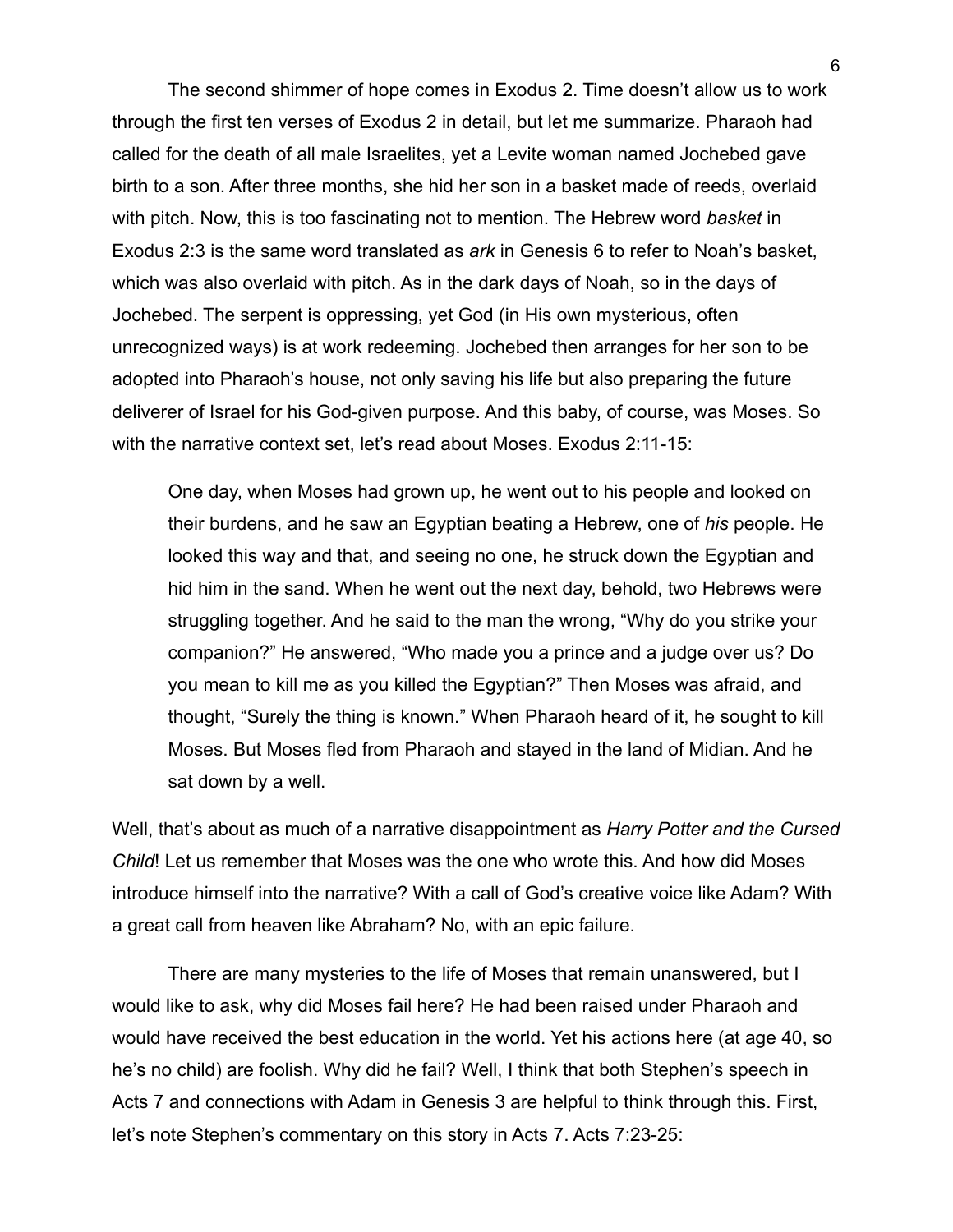The second shimmer of hope comes in Exodus 2. Time doesn't allow us to work through the first ten verses of Exodus 2 in detail, but let me summarize. Pharaoh had called for the death of all male Israelites, yet a Levite woman named Jochebed gave birth to a son. After three months, she hid her son in a basket made of reeds, overlaid with pitch. Now, this is too fascinating not to mention. The Hebrew word *basket* in Exodus 2:3 is the same word translated as *ark* in Genesis 6 to refer to Noah's basket, which was also overlaid with pitch. As in the dark days of Noah, so in the days of Jochebed. The serpent is oppressing, yet God (in His own mysterious, often unrecognized ways) is at work redeeming. Jochebed then arranges for her son to be adopted into Pharaoh's house, not only saving his life but also preparing the future deliverer of Israel for his God-given purpose. And this baby, of course, was Moses. So with the narrative context set, let's read about Moses. Exodus 2:11-15:

> One day, when Moses had grown up, he went out to his people and looked on their burdens, and he saw an Egyptian beating a Hebrew, one of *his* people. He looked this way and that, and seeing no one, he struck down the Egyptian and hid him in the sand. When he went out the next day, behold, two Hebrews were struggling together. And he said to the man the wrong, "Why do you strike your companion?" He answered, "Who made you a prince and a judge over us? Do you mean to kill me as you killed the Egyptian?" Then Moses was afraid, and thought, "Surely the thing is known." When Pharaoh heard of it, he sought to kill Moses. But Moses fled from Pharaoh and stayed in the land of Midian. And he sat down by a well.

Well, that's about as much of a narrative disappointment as *Harry Potter and the Cursed Child*! Let us remember that Moses was the one who wrote this. And how did Moses introduce himself into the narrative? With a call of God's creative voice like Adam? With a great call from heaven like Abraham? No, with an epic failure.

There are many mysteries to the life of Moses that remain unanswered, but I would like to ask, why did Moses fail here? He had been raised under Pharaoh and would have received the best education in the world. Yet his actions here (at age 40, so he's no child) are foolish. Why did he fail? Well, I think that both Stephen's speech in Acts 7 and connections with Adam in Genesis 3 are helpful to think through this. First, let's note Stephen's commentary on this story in Acts 7. Acts 7:23-25: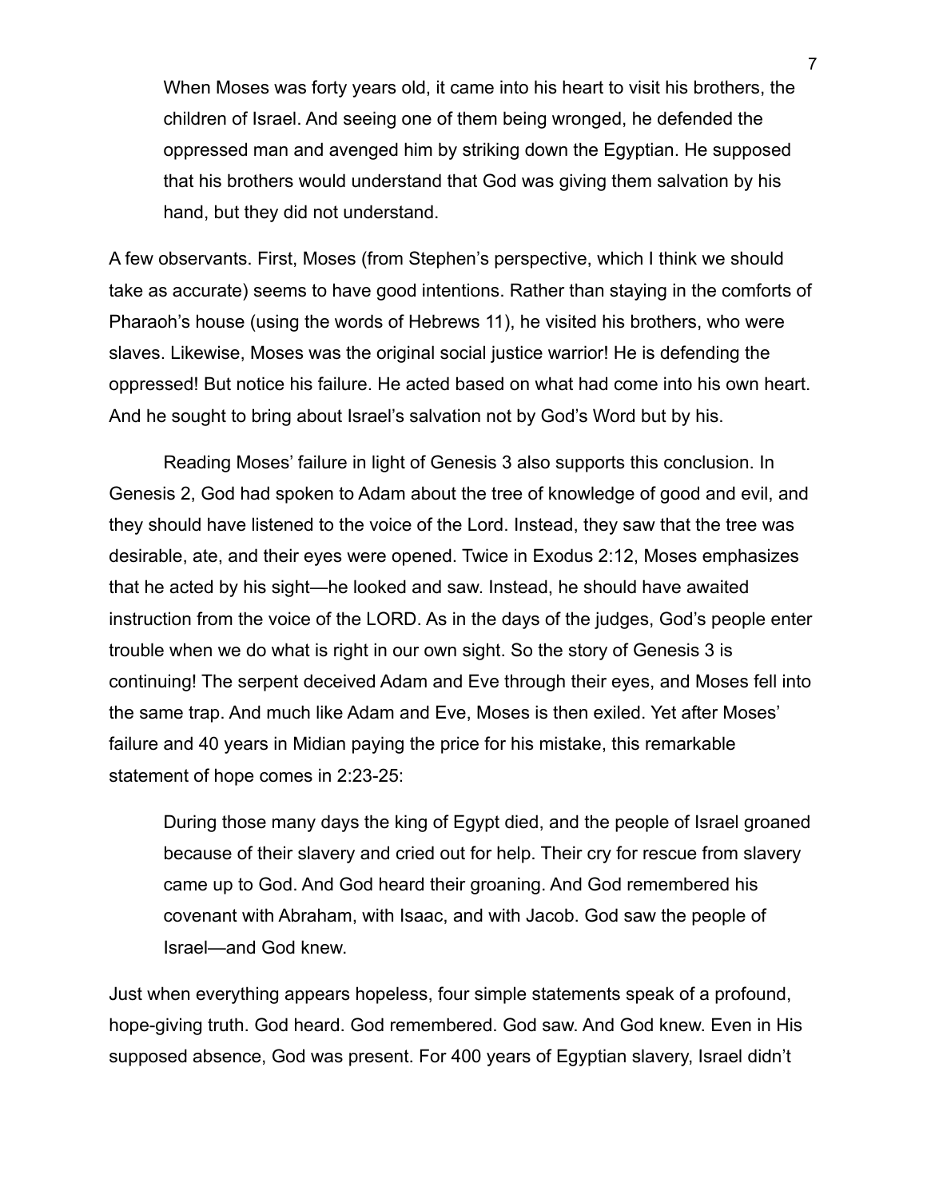> When Moses was forty years old, it came into his heart to visit his brothers, the children of Israel. And seeing one of them being wronged, he defended the oppressed man and avenged him by striking down the Egyptian. He supposed that his brothers would understand that God was giving them salvation by his hand, but they did not understand.

A few observants. First, Moses (from Stephen's perspective, which I think we should take as accurate) seems to have good intentions. Rather than staying in the comforts of Pharaoh's house (using the words of Hebrews 11), he visited his brothers, who were slaves. Likewise, Moses was the original social justice warrior! He is defending the oppressed! But notice his failure. He acted based on what had come into his own heart. And he sought to bring about Israel's salvation not by God's Word but by his.

Reading Moses' failure in light of Genesis 3 also supports this conclusion. In Genesis 2, God had spoken to Adam about the tree of knowledge of good and evil, and they should have listened to the voice of the Lord. Instead, they saw that the tree was desirable, ate, and their eyes were opened. Twice in Exodus 2:12, Moses emphasizes that he acted by his sight—he looked and saw. Instead, he should have awaited instruction from the voice of the LORD. As in the days of the judges, God's people enter trouble when we do what is right in our own sight. So the story of Genesis 3 is continuing! The serpent deceived Adam and Eve through their eyes, and Moses fell into the same trap. And much like Adam and Eve, Moses is then exiled. Yet after Moses' failure and 40 years in Midian paying the price for his mistake, this remarkable statement of hope comes in 2:23-25:

> During those many days the king of Egypt died, and the people of Israel groaned because of their slavery and cried out for help. Their cry for rescue from slavery came up to God. And God heard their groaning. And God remembered his covenant with Abraham, with Isaac, and with Jacob. God saw the people of Israel—and God knew.

Just when everything appears hopeless, four simple statements speak of a profound, hope-giving truth. God heard. God remembered. God saw. And God knew. Even in His supposed absence, God was present. For 400 years of Egyptian slavery, Israel didn't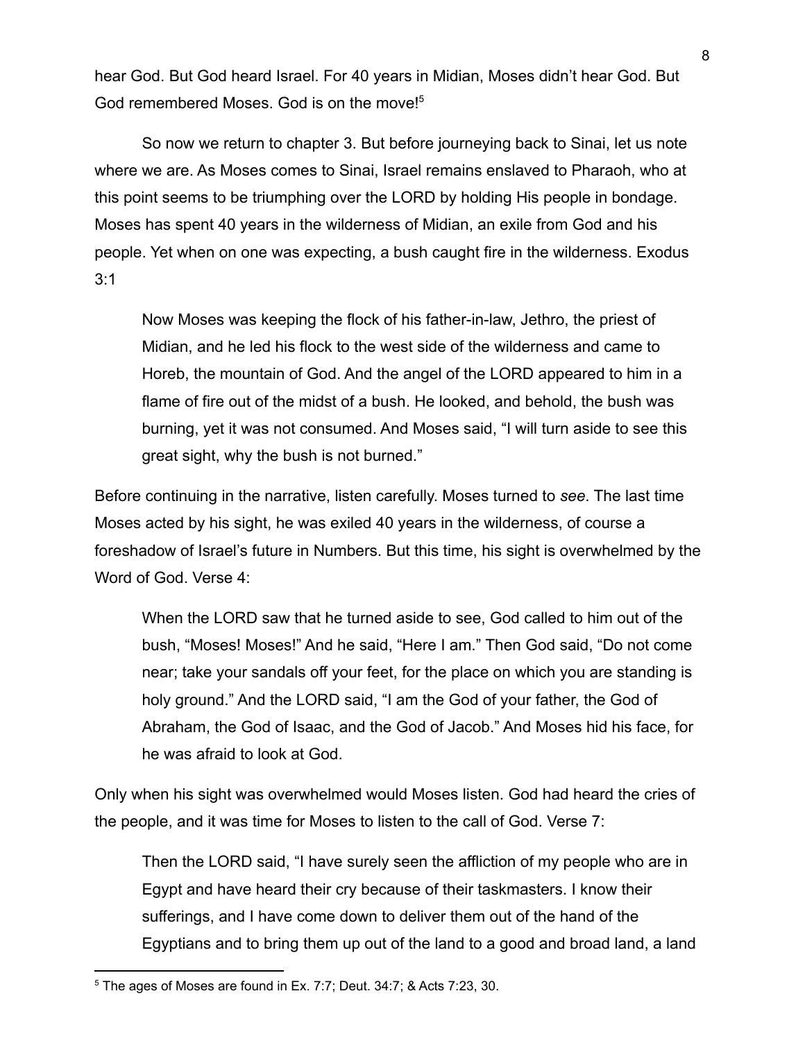hear God. But God heard Israel. For 40 years in Midian, Moses didn't hear God. But God remembered Moses. God is on the move![5]

So now we return to chapter 3. But before journeying back to Sinai, let us note where we are. As Moses comes to Sinai, Israel remains enslaved to Pharaoh, who at this point seems to be triumphing over the LORD by holding His people in bondage. Moses has spent 40 years in the wilderness of Midian, an exile from God and his people. Yet when on one was expecting, a bush caught fire in the wilderness. Exodus 3:1

> Now Moses was keeping the flock of his father-in-law, Jethro, the priest of Midian, and he led his flock to the west side of the wilderness and came to Horeb, the mountain of God. And the angel of the LORD appeared to him in a flame of fire out of the midst of a bush. He looked, and behold, the bush was burning, yet it was not consumed. And Moses said, "I will turn aside to see this great sight, why the bush is not burned."

Before continuing in the narrative, listen carefully. Moses turned to *see*. The last time Moses acted by his sight, he was exiled 40 years in the wilderness, of course a foreshadow of Israel's future in Numbers. But this time, his sight is overwhelmed by the Word of God. Verse 4:

> When the LORD saw that he turned aside to see, God called to him out of the bush, "Moses! Moses!" And he said, "Here I am." Then God said, "Do not come near; take your sandals off your feet, for the place on which you are standing is holy ground." And the LORD said, "I am the God of your father, the God of Abraham, the God of Isaac, and the God of Jacob." And Moses hid his face, for he was afraid to look at God.

Only when his sight was overwhelmed would Moses listen. God had heard the cries of the people, and it was time for Moses to listen to the call of God. Verse 7:

> Then the LORD said, "I have surely seen the affliction of my people who are in Egypt and have heard their cry because of their taskmasters. I know their sufferings, and I have come down to deliver them out of the hand of the Egyptians and to bring them up out of the land to a good and broad land, a land

---

[5] The ages of Moses are found in Ex. 7:7; Deut. 34:7; & Acts 7:23, 30.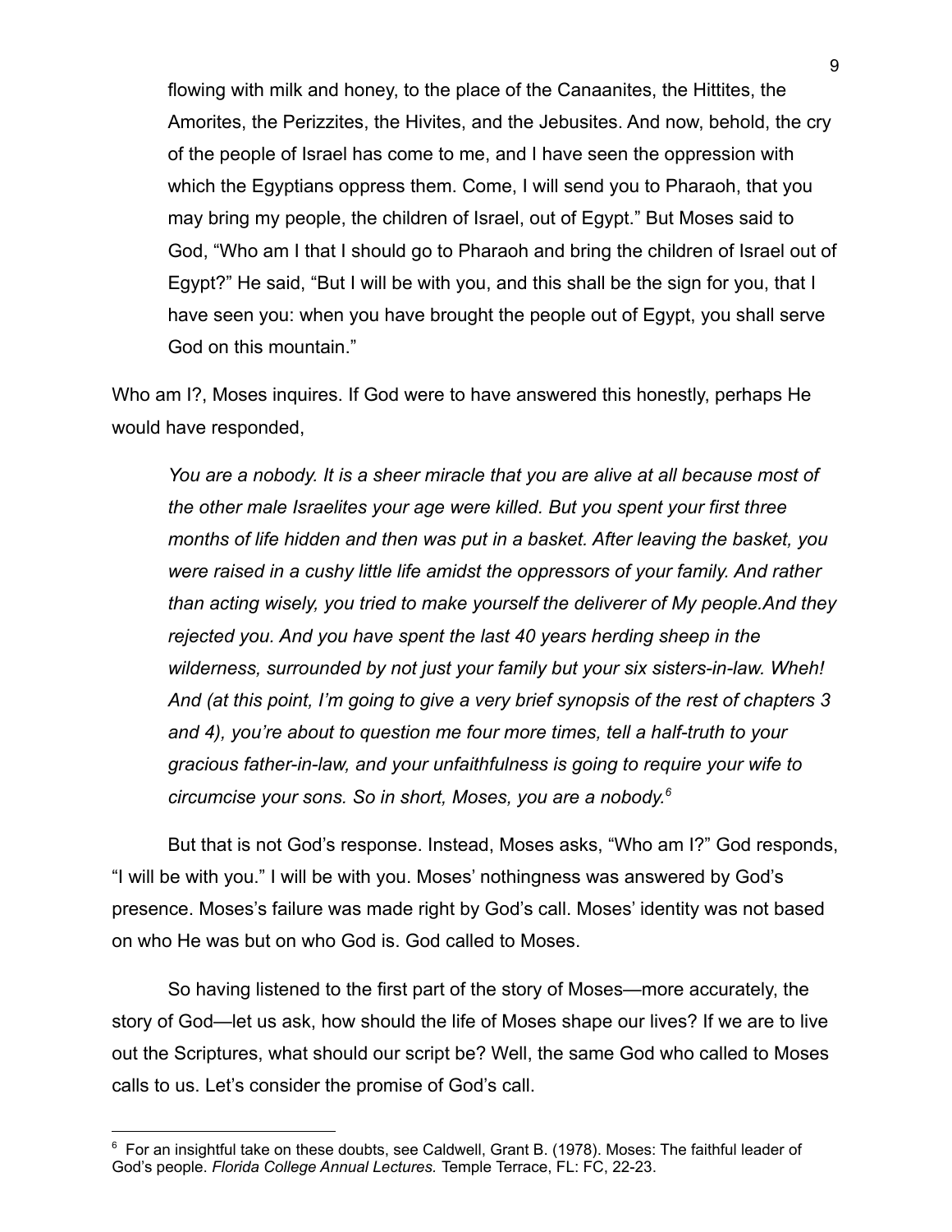> flowing with milk and honey, to the place of the Canaanites, the Hittites, the Amorites, the Perizzites, the Hivites, and the Jebusites. And now, behold, the cry of the people of Israel has come to me, and I have seen the oppression with which the Egyptians oppress them. Come, I will send you to Pharaoh, that you may bring my people, the children of Israel, out of Egypt." But Moses said to God, "Who am I that I should go to Pharaoh and bring the children of Israel out of Egypt?" He said, "But I will be with you, and this shall be the sign for you, that I have seen you: when you have brought the people out of Egypt, you shall serve God on this mountain."

Who am I?, Moses inquires. If God were to have answered this honestly, perhaps He would have responded,

> *You are a nobody. It is a sheer miracle that you are alive at all because most of the other male Israelites your age were killed. But you spent your first three months of life hidden and then was put in a basket. After leaving the basket, you were raised in a cushy little life amidst the oppressors of your family. And rather than acting wisely, you tried to make yourself the deliverer of My people.And they rejected you. And you have spent the last 40 years herding sheep in the wilderness, surrounded by not just your family but your six sisters-in-law. Wheh! And (at this point, I'm going to give a very brief synopsis of the rest of chapters 3 and 4), you're about to question me four more times, tell a half-truth to your gracious father-in-law, and your unfaithfulness is going to require your wife to circumcise your sons. So in short, Moses, you are a nobody.*[6]

But that is not God's response. Instead, Moses asks, "Who am I?" God responds, "I will be with you." I will be with you. Moses' nothingness was answered by God's presence. Moses's failure was made right by God's call. Moses' identity was not based on who He was but on who God is. God called to Moses.

So having listened to the first part of the story of Moses—more accurately, the story of God—let us ask, how should the life of Moses shape our lives? If we are to live out the Scriptures, what should our script be? Well, the same God who called to Moses calls to us. Let's consider the promise of God's call.

---

[6] For an insightful take on these doubts, see Caldwell, Grant B. (1978). Moses: The faithful leader of God's people. *Florida College Annual Lectures.* Temple Terrace, FL: FC, 22-23.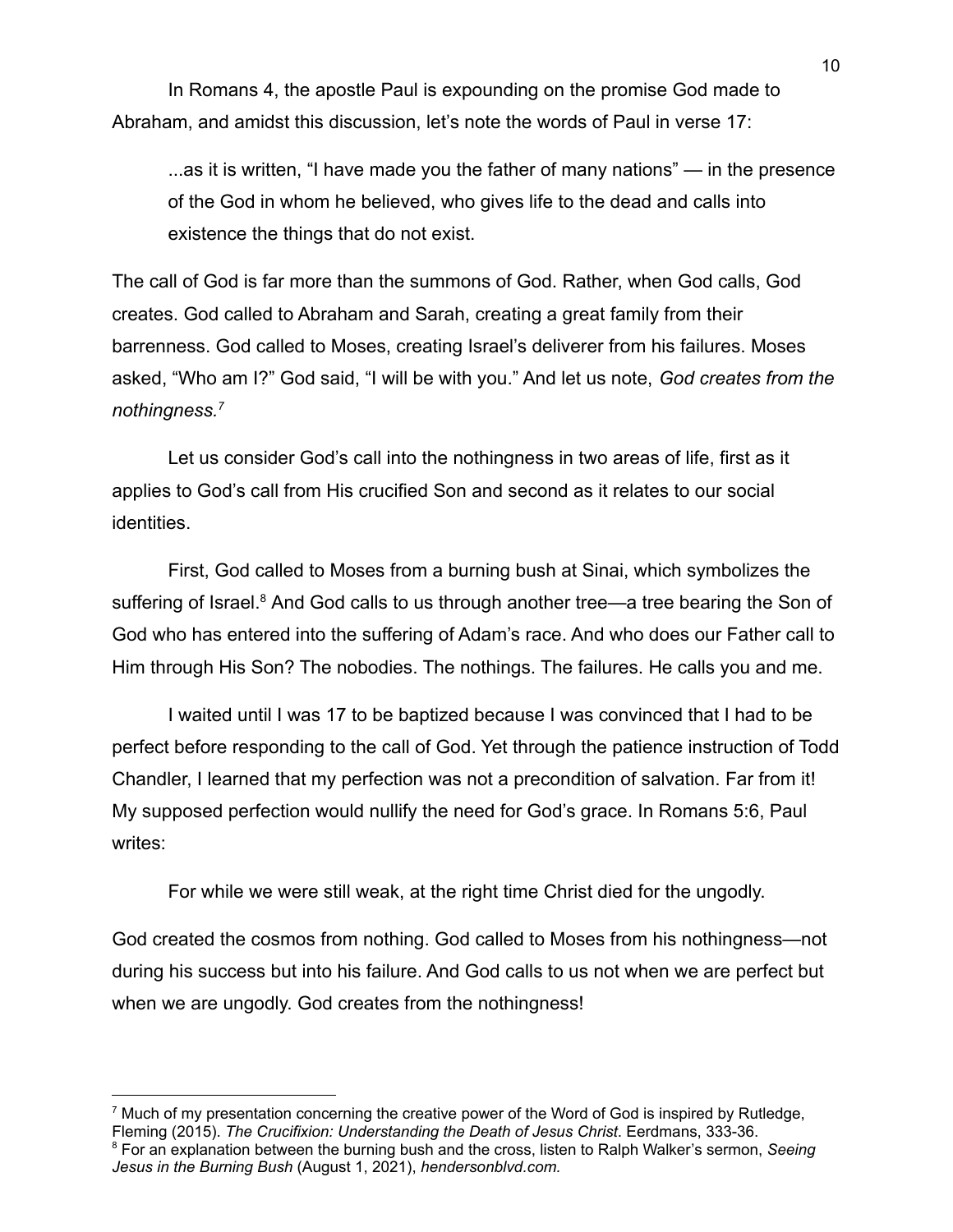In Romans 4, the apostle Paul is expounding on the promise God made to Abraham, and amidst this discussion, let's note the words of Paul in verse 17:

> ...as it is written, "I have made you the father of many nations" — in the presence of the God in whom he believed, who gives life to the dead and calls into existence the things that do not exist.

The call of God is far more than the summons of God. Rather, when God calls, God creates. God called to Abraham and Sarah, creating a great family from their barrenness. God called to Moses, creating Israel's deliverer from his failures. Moses asked, "Who am I?" God said, "I will be with you." And let us note, *God creates from the nothingness.*[7]

Let us consider God's call into the nothingness in two areas of life, first as it applies to God's call from His crucified Son and second as it relates to our social identities.

First, God called to Moses from a burning bush at Sinai, which symbolizes the suffering of Israel.[8] And God calls to us through another tree—a tree bearing the Son of God who has entered into the suffering of Adam's race. And who does our Father call to Him through His Son? The nobodies. The nothings. The failures. He calls you and me.

I waited until I was 17 to be baptized because I was convinced that I had to be perfect before responding to the call of God. Yet through the patience instruction of Todd Chandler, I learned that my perfection was not a precondition of salvation. Far from it! My supposed perfection would nullify the need for God's grace. In Romans 5:6, Paul writes:

> For while we were still weak, at the right time Christ died for the ungodly.

God created the cosmos from nothing. God called to Moses from his nothingness—not during his success but into his failure. And God calls to us not when we are perfect but when we are ungodly. God creates from the nothingness!

---

[7] Much of my presentation concerning the creative power of the Word of God is inspired by Rutledge, Fleming (2015). *The Crucifixion: Understanding the Death of Jesus Christ*. Eerdmans, 333-36.

[8] For an explanation between the burning bush and the cross, listen to Ralph Walker's sermon, *Seeing Jesus in the Burning Bush* (August 1, 2021), *hendersonblvd.com.*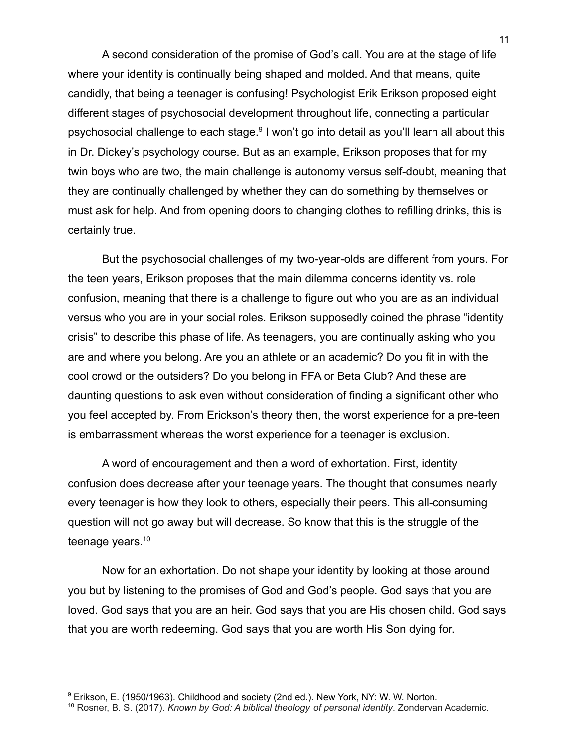A second consideration of the promise of God's call. You are at the stage of life where your identity is continually being shaped and molded. And that means, quite candidly, that being a teenager is confusing! Psychologist Erik Erikson proposed eight different stages of psychosocial development throughout life, connecting a particular psychosocial challenge to each stage.[9] I won't go into detail as you'll learn all about this in Dr. Dickey's psychology course. But as an example, Erikson proposes that for my twin boys who are two, the main challenge is autonomy versus self-doubt, meaning that they are continually challenged by whether they can do something by themselves or must ask for help. And from opening doors to changing clothes to refilling drinks, this is certainly true.

But the psychosocial challenges of my two-year-olds are different from yours. For the teen years, Erikson proposes that the main dilemma concerns identity vs. role confusion, meaning that there is a challenge to figure out who you are as an individual versus who you are in your social roles. Erikson supposedly coined the phrase "identity crisis" to describe this phase of life. As teenagers, you are continually asking who you are and where you belong. Are you an athlete or an academic? Do you fit in with the cool crowd or the outsiders? Do you belong in FFA or Beta Club? And these are daunting questions to ask even without consideration of finding a significant other who you feel accepted by. From Erickson's theory then, the worst experience for a pre-teen is embarrassment whereas the worst experience for a teenager is exclusion.

A word of encouragement and then a word of exhortation. First, identity confusion does decrease after your teenage years. The thought that consumes nearly every teenager is how they look to others, especially their peers. This all-consuming question will not go away but will decrease. So know that this is the struggle of the teenage years.[10]

Now for an exhortation. Do not shape your identity by looking at those around you but by listening to the promises of God and God's people. God says that you are loved. God says that you are an heir. God says that you are His chosen child. God says that you are worth redeeming. God says that you are worth His Son dying for.

---

[9] Erikson, E. (1950/1963). Childhood and society (2nd ed.). New York, NY: W. W. Norton.

[10] Rosner, B. S. (2017). *Known by God: A biblical theology of personal identity*. Zondervan Academic.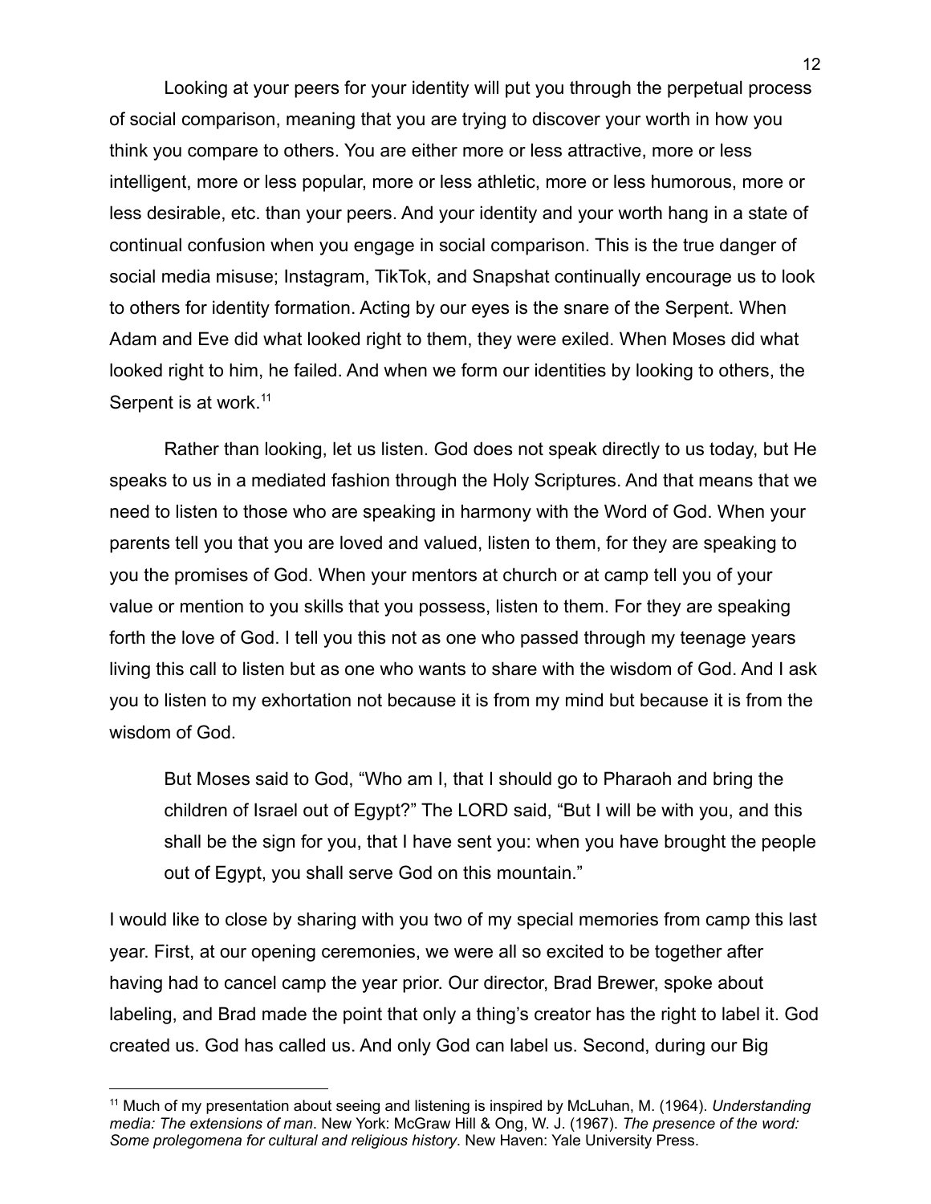Looking at your peers for your identity will put you through the perpetual process of social comparison, meaning that you are trying to discover your worth in how you think you compare to others. You are either more or less attractive, more or less intelligent, more or less popular, more or less athletic, more or less humorous, more or less desirable, etc. than your peers. And your identity and your worth hang in a state of continual confusion when you engage in social comparison. This is the true danger of social media misuse; Instagram, TikTok, and Snapshat continually encourage us to look to others for identity formation. Acting by our eyes is the snare of the Serpent. When Adam and Eve did what looked right to them, they were exiled. When Moses did what looked right to him, he failed. And when we form our identities by looking to others, the Serpent is at work.[11]

Rather than looking, let us listen. God does not speak directly to us today, but He speaks to us in a mediated fashion through the Holy Scriptures. And that means that we need to listen to those who are speaking in harmony with the Word of God. When your parents tell you that you are loved and valued, listen to them, for they are speaking to you the promises of God. When your mentors at church or at camp tell you of your value or mention to you skills that you possess, listen to them. For they are speaking forth the love of God. I tell you this not as one who passed through my teenage years living this call to listen but as one who wants to share with the wisdom of God. And I ask you to listen to my exhortation not because it is from my mind but because it is from the wisdom of God.

> But Moses said to God, "Who am I, that I should go to Pharaoh and bring the children of Israel out of Egypt?" The LORD said, "But I will be with you, and this shall be the sign for you, that I have sent you: when you have brought the people out of Egypt, you shall serve God on this mountain."

I would like to close by sharing with you two of my special memories from camp this last year. First, at our opening ceremonies, we were all so excited to be together after having had to cancel camp the year prior. Our director, Brad Brewer, spoke about labeling, and Brad made the point that only a thing's creator has the right to label it. God created us. God has called us. And only God can label us. Second, during our Big

---

[11] Much of my presentation about seeing and listening is inspired by McLuhan, M. (1964). *Understanding media: The extensions of man*. New York: McGraw Hill & Ong, W. J. (1967). *The presence of the word: Some prolegomena for cultural and religious history*. New Haven: Yale University Press.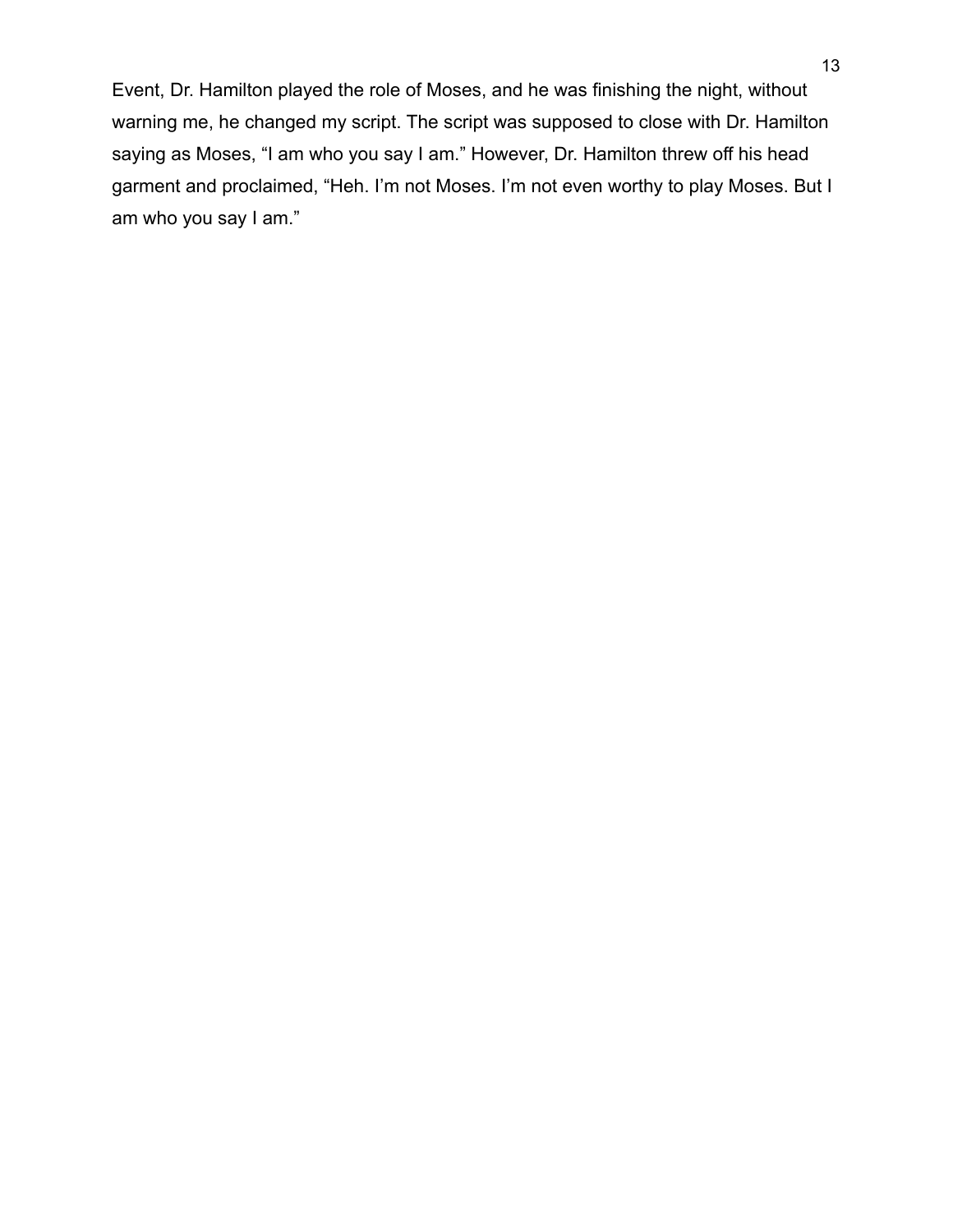Event, Dr. Hamilton played the role of Moses, and he was finishing the night, without warning me, he changed my script. The script was supposed to close with Dr. Hamilton saying as Moses, “I am who you say I am.” However, Dr. Hamilton threw off his head garment and proclaimed, “Heh. I’m not Moses. I’m not even worthy to play Moses. But I am who you say I am.”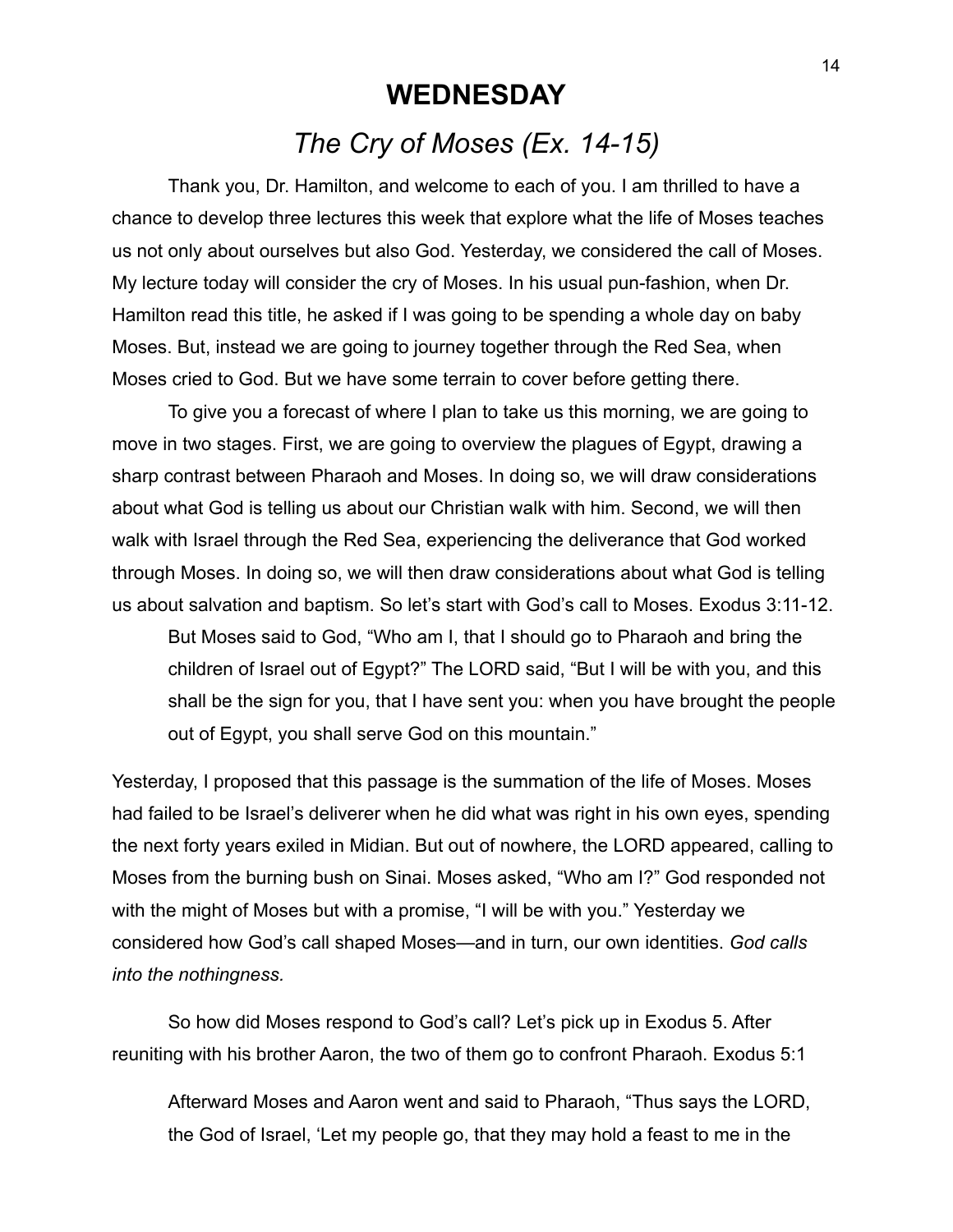# WEDNESDAY

## *The Cry of Moses (Ex. 14-15)*

Thank you, Dr. Hamilton, and welcome to each of you. I am thrilled to have a chance to develop three lectures this week that explore what the life of Moses teaches us not only about ourselves but also God. Yesterday, we considered the call of Moses. My lecture today will consider the cry of Moses. In his usual pun-fashion, when Dr. Hamilton read this title, he asked if I was going to be spending a whole day on baby Moses. But, instead we are going to journey together through the Red Sea, when Moses cried to God. But we have some terrain to cover before getting there.

To give you a forecast of where I plan to take us this morning, we are going to move in two stages. First, we are going to overview the plagues of Egypt, drawing a sharp contrast between Pharaoh and Moses. In doing so, we will draw considerations about what God is telling us about our Christian walk with him. Second, we will then walk with Israel through the Red Sea, experiencing the deliverance that God worked through Moses. In doing so, we will then draw considerations about what God is telling us about salvation and baptism. So let's start with God's call to Moses. Exodus 3:11-12.

> But Moses said to God, "Who am I, that I should go to Pharaoh and bring the children of Israel out of Egypt?" The LORD said, "But I will be with you, and this shall be the sign for you, that I have sent you: when you have brought the people out of Egypt, you shall serve God on this mountain."

Yesterday, I proposed that this passage is the summation of the life of Moses. Moses had failed to be Israel's deliverer when he did what was right in his own eyes, spending the next forty years exiled in Midian. But out of nowhere, the LORD appeared, calling to Moses from the burning bush on Sinai. Moses asked, "Who am I?" God responded not with the might of Moses but with a promise, "I will be with you." Yesterday we considered how God's call shaped Moses—and in turn, our own identities. *God calls into the nothingness.*

So how did Moses respond to God's call? Let's pick up in Exodus 5. After reuniting with his brother Aaron, the two of them go to confront Pharaoh. Exodus 5:1

> Afterward Moses and Aaron went and said to Pharaoh, "Thus says the LORD, the God of Israel, 'Let my people go, that they may hold a feast to me in the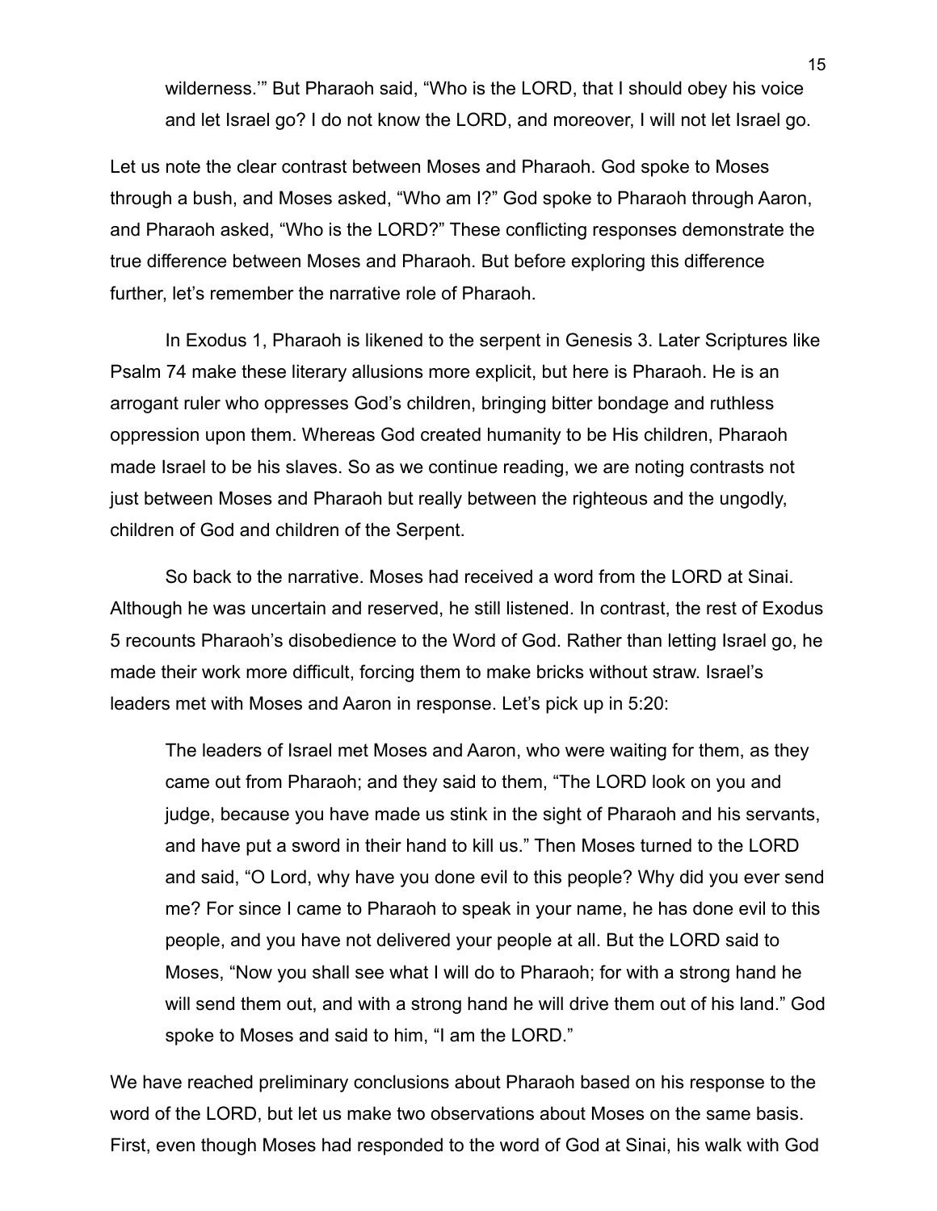> wilderness.'" But Pharaoh said, "Who is the LORD, that I should obey his voice and let Israel go? I do not know the LORD, and moreover, I will not let Israel go.

Let us note the clear contrast between Moses and Pharaoh. God spoke to Moses through a bush, and Moses asked, "Who am I?" God spoke to Pharaoh through Aaron, and Pharaoh asked, "Who is the LORD?" These conflicting responses demonstrate the true difference between Moses and Pharaoh. But before exploring this difference further, let's remember the narrative role of Pharaoh.

In Exodus 1, Pharaoh is likened to the serpent in Genesis 3. Later Scriptures like Psalm 74 make these literary allusions more explicit, but here is Pharaoh. He is an arrogant ruler who oppresses God's children, bringing bitter bondage and ruthless oppression upon them. Whereas God created humanity to be His children, Pharaoh made Israel to be his slaves. So as we continue reading, we are noting contrasts not just between Moses and Pharaoh but really between the righteous and the ungodly, children of God and children of the Serpent.

So back to the narrative. Moses had received a word from the LORD at Sinai. Although he was uncertain and reserved, he still listened. In contrast, the rest of Exodus 5 recounts Pharaoh's disobedience to the Word of God. Rather than letting Israel go, he made their work more difficult, forcing them to make bricks without straw. Israel's leaders met with Moses and Aaron in response. Let's pick up in 5:20:

> The leaders of Israel met Moses and Aaron, who were waiting for them, as they came out from Pharaoh; and they said to them, "The LORD look on you and judge, because you have made us stink in the sight of Pharaoh and his servants, and have put a sword in their hand to kill us." Then Moses turned to the LORD and said, "O Lord, why have you done evil to this people? Why did you ever send me? For since I came to Pharaoh to speak in your name, he has done evil to this people, and you have not delivered your people at all. But the LORD said to Moses, "Now you shall see what I will do to Pharaoh; for with a strong hand he will send them out, and with a strong hand he will drive them out of his land." God spoke to Moses and said to him, "I am the LORD."

We have reached preliminary conclusions about Pharaoh based on his response to the word of the LORD, but let us make two observations about Moses on the same basis. First, even though Moses had responded to the word of God at Sinai, his walk with God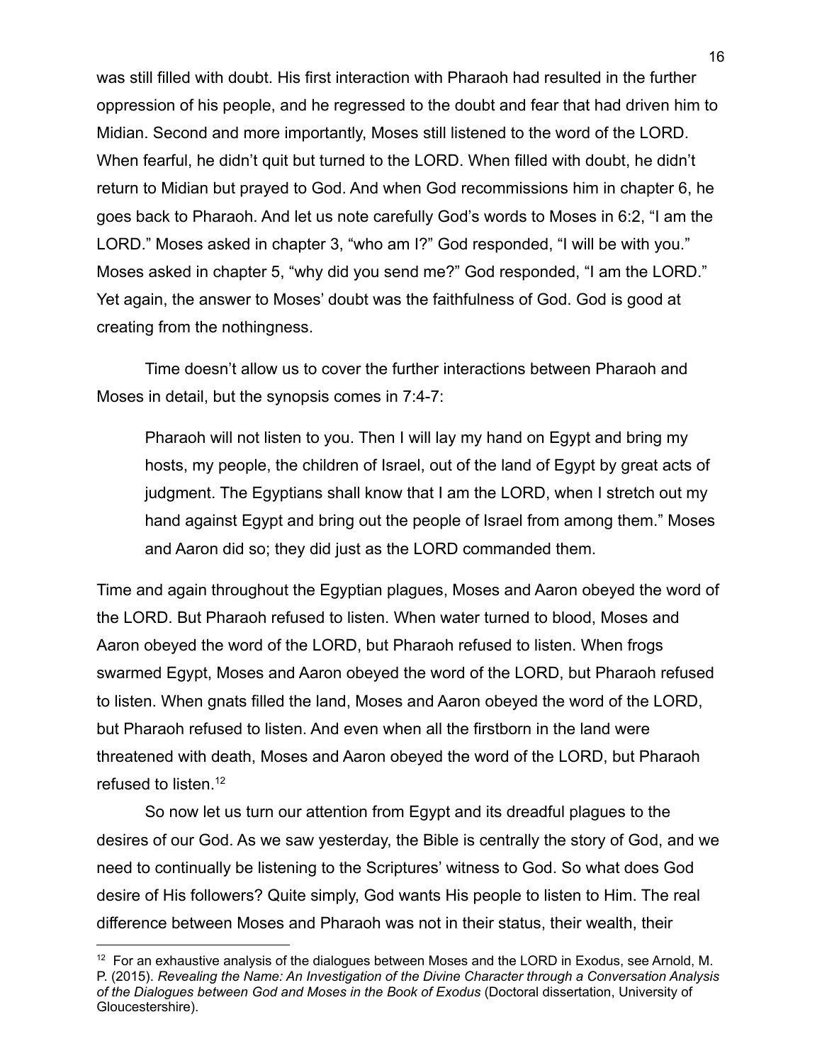was still filled with doubt. His first interaction with Pharaoh had resulted in the further oppression of his people, and he regressed to the doubt and fear that had driven him to Midian. Second and more importantly, Moses still listened to the word of the LORD. When fearful, he didn't quit but turned to the LORD. When filled with doubt, he didn't return to Midian but prayed to God. And when God recommissions him in chapter 6, he goes back to Pharaoh. And let us note carefully God's words to Moses in 6:2, "I am the LORD." Moses asked in chapter 3, "who am I?" God responded, "I will be with you." Moses asked in chapter 5, "why did you send me?" God responded, "I am the LORD." Yet again, the answer to Moses' doubt was the faithfulness of God. God is good at creating from the nothingness.

Time doesn't allow us to cover the further interactions between Pharaoh and Moses in detail, but the synopsis comes in 7:4-7:

> Pharaoh will not listen to you. Then I will lay my hand on Egypt and bring my hosts, my people, the children of Israel, out of the land of Egypt by great acts of judgment. The Egyptians shall know that I am the LORD, when I stretch out my hand against Egypt and bring out the people of Israel from among them." Moses and Aaron did so; they did just as the LORD commanded them.

Time and again throughout the Egyptian plagues, Moses and Aaron obeyed the word of the LORD. But Pharaoh refused to listen. When water turned to blood, Moses and Aaron obeyed the word of the LORD, but Pharaoh refused to listen. When frogs swarmed Egypt, Moses and Aaron obeyed the word of the LORD, but Pharaoh refused to listen. When gnats filled the land, Moses and Aaron obeyed the word of the LORD, but Pharaoh refused to listen. And even when all the firstborn in the land were threatened with death, Moses and Aaron obeyed the word of the LORD, but Pharaoh refused to listen.[12]

So now let us turn our attention from Egypt and its dreadful plagues to the desires of our God. As we saw yesterday, the Bible is centrally the story of God, and we need to continually be listening to the Scriptures' witness to God. So what does God desire of His followers? Quite simply, God wants His people to listen to Him. The real difference between Moses and Pharaoh was not in their status, their wealth, their

---

[12] For an exhaustive analysis of the dialogues between Moses and the LORD in Exodus, see Arnold, M. P. (2015). *Revealing the Name: An Investigation of the Divine Character through a Conversation Analysis of the Dialogues between God and Moses in the Book of Exodus* (Doctoral dissertation, University of Gloucestershire).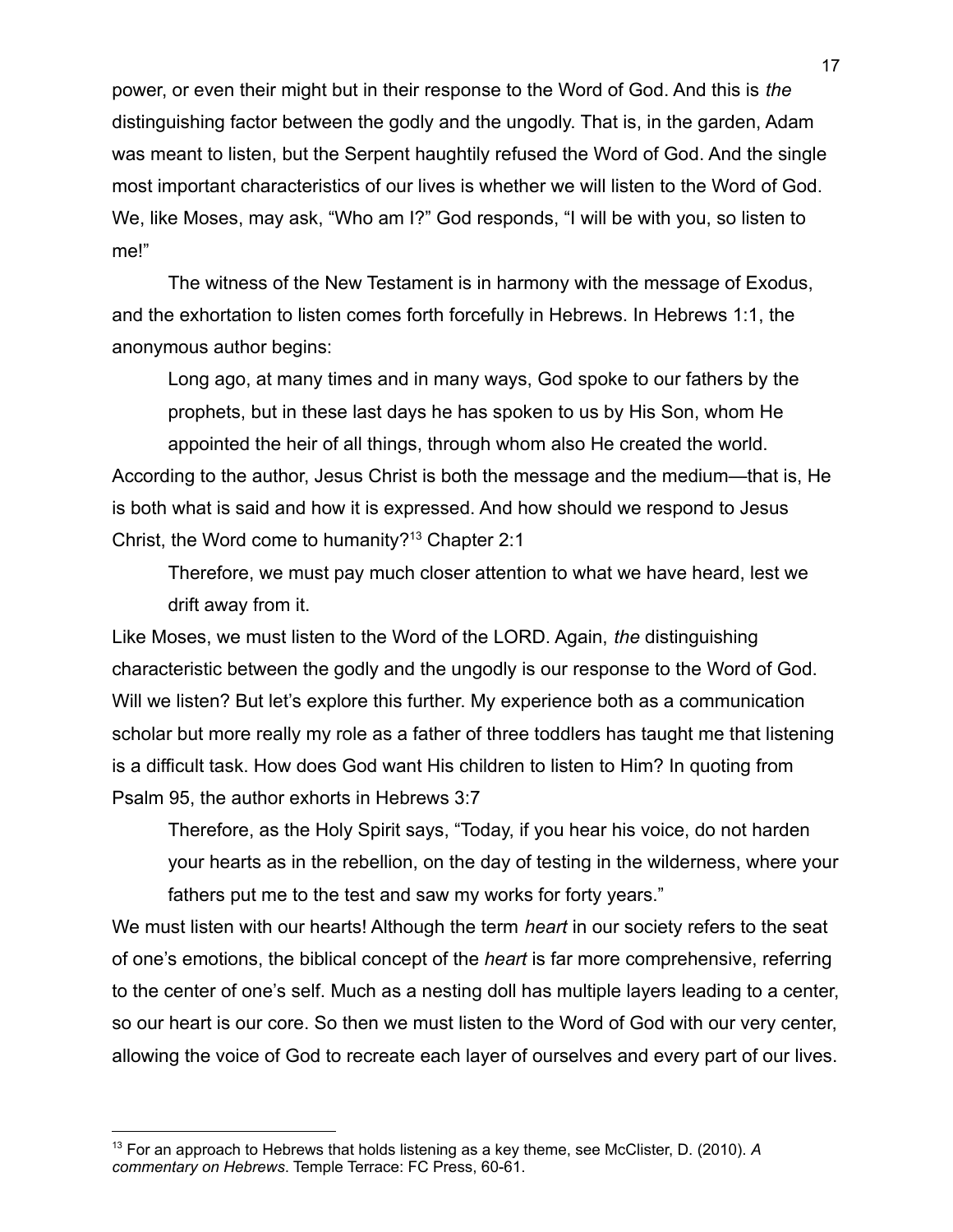power, or even their might but in their response to the Word of God. And this is *the* distinguishing factor between the godly and the ungodly. That is, in the garden, Adam was meant to listen, but the Serpent haughtily refused the Word of God. And the single most important characteristics of our lives is whether we will listen to the Word of God. We, like Moses, may ask, "Who am I?" God responds, "I will be with you, so listen to me!"

The witness of the New Testament is in harmony with the message of Exodus, and the exhortation to listen comes forth forcefully in Hebrews. In Hebrews 1:1, the anonymous author begins:

> Long ago, at many times and in many ways, God spoke to our fathers by the prophets, but in these last days he has spoken to us by His Son, whom He appointed the heir of all things, through whom also He created the world.

According to the author, Jesus Christ is both the message and the medium—that is, He is both what is said and how it is expressed. And how should we respond to Jesus Christ, the Word come to humanity?[13] Chapter 2:1

> Therefore, we must pay much closer attention to what we have heard, lest we drift away from it.

Like Moses, we must listen to the Word of the LORD. Again, *the* distinguishing characteristic between the godly and the ungodly is our response to the Word of God. Will we listen? But let's explore this further. My experience both as a communication scholar but more really my role as a father of three toddlers has taught me that listening is a difficult task. How does God want His children to listen to Him? In quoting from Psalm 95, the author exhorts in Hebrews 3:7

> Therefore, as the Holy Spirit says, "Today, if you hear his voice, do not harden your hearts as in the rebellion, on the day of testing in the wilderness, where your fathers put me to the test and saw my works for forty years."

We must listen with our hearts! Although the term *heart* in our society refers to the seat of one's emotions, the biblical concept of the *heart* is far more comprehensive, referring to the center of one's self. Much as a nesting doll has multiple layers leading to a center, so our heart is our core. So then we must listen to the Word of God with our very center, allowing the voice of God to recreate each layer of ourselves and every part of our lives.

---

[13] For an approach to Hebrews that holds listening as a key theme, see McClister, D. (2010). *A commentary on Hebrews*. Temple Terrace: FC Press, 60-61.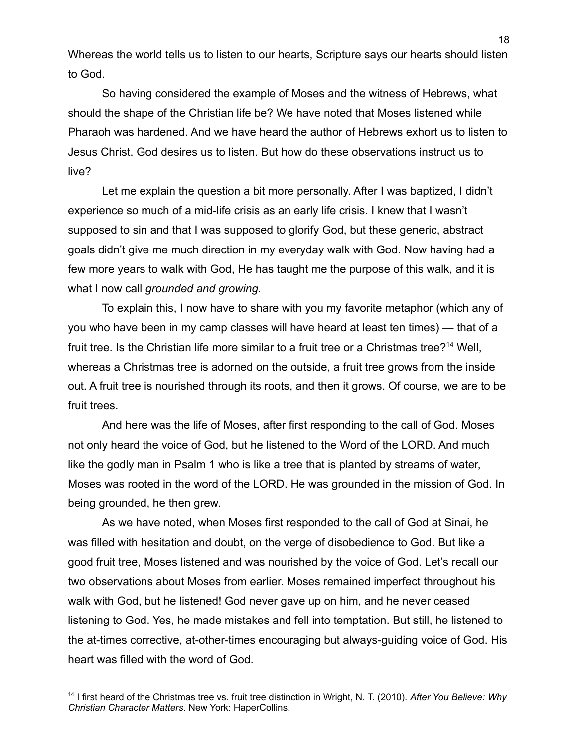Whereas the world tells us to listen to our hearts, Scripture says our hearts should listen to God.

So having considered the example of Moses and the witness of Hebrews, what should the shape of the Christian life be? We have noted that Moses listened while Pharaoh was hardened. And we have heard the author of Hebrews exhort us to listen to Jesus Christ. God desires us to listen. But how do these observations instruct us to live?

Let me explain the question a bit more personally. After I was baptized, I didn't experience so much of a mid-life crisis as an early life crisis. I knew that I wasn't supposed to sin and that I was supposed to glorify God, but these generic, abstract goals didn't give me much direction in my everyday walk with God. Now having had a few more years to walk with God, He has taught me the purpose of this walk, and it is what I now call *grounded and growing.*

To explain this, I now have to share with you my favorite metaphor (which any of you who have been in my camp classes will have heard at least ten times) — that of a fruit tree. Is the Christian life more similar to a fruit tree or a Christmas tree?[14] Well, whereas a Christmas tree is adorned on the outside, a fruit tree grows from the inside out. A fruit tree is nourished through its roots, and then it grows. Of course, we are to be fruit trees.

And here was the life of Moses, after first responding to the call of God. Moses not only heard the voice of God, but he listened to the Word of the LORD. And much like the godly man in Psalm 1 who is like a tree that is planted by streams of water, Moses was rooted in the word of the LORD. He was grounded in the mission of God. In being grounded, he then grew.

As we have noted, when Moses first responded to the call of God at Sinai, he was filled with hesitation and doubt, on the verge of disobedience to God. But like a good fruit tree, Moses listened and was nourished by the voice of God. Let's recall our two observations about Moses from earlier. Moses remained imperfect throughout his walk with God, but he listened! God never gave up on him, and he never ceased listening to God. Yes, he made mistakes and fell into temptation. But still, he listened to the at-times corrective, at-other-times encouraging but always-guiding voice of God. His heart was filled with the word of God.

---

[14] I first heard of the Christmas tree vs. fruit tree distinction in Wright, N. T. (2010). *After You Believe: Why Christian Character Matters*. New York: HaperCollins.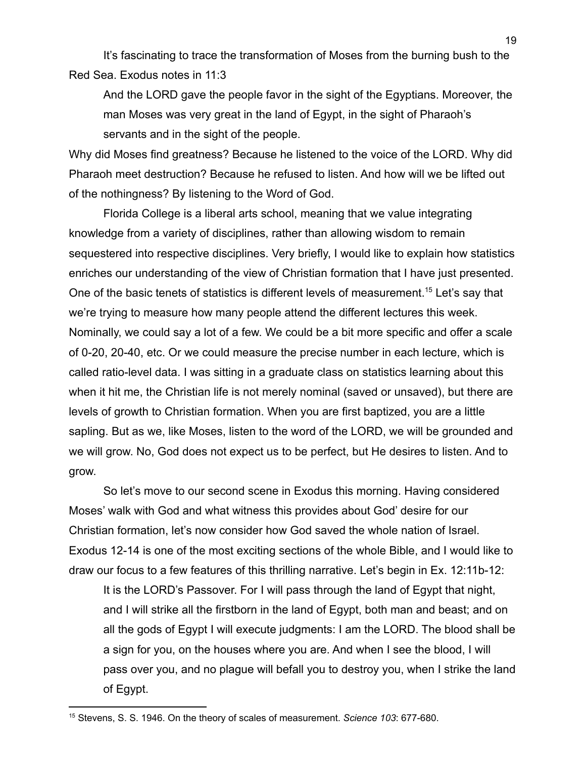It's fascinating to trace the transformation of Moses from the burning bush to the Red Sea. Exodus notes in 11:3

> And the LORD gave the people favor in the sight of the Egyptians. Moreover, the man Moses was very great in the land of Egypt, in the sight of Pharaoh's servants and in the sight of the people.

Why did Moses find greatness? Because he listened to the voice of the LORD. Why did Pharaoh meet destruction? Because he refused to listen. And how will we be lifted out of the nothingness? By listening to the Word of God.

Florida College is a liberal arts school, meaning that we value integrating knowledge from a variety of disciplines, rather than allowing wisdom to remain sequestered into respective disciplines. Very briefly, I would like to explain how statistics enriches our understanding of the view of Christian formation that I have just presented. One of the basic tenets of statistics is different levels of measurement.[15] Let's say that we're trying to measure how many people attend the different lectures this week. Nominally, we could say a lot of a few. We could be a bit more specific and offer a scale of 0-20, 20-40, etc. Or we could measure the precise number in each lecture, which is called ratio-level data. I was sitting in a graduate class on statistics learning about this when it hit me, the Christian life is not merely nominal (saved or unsaved), but there are levels of growth to Christian formation. When you are first baptized, you are a little sapling. But as we, like Moses, listen to the word of the LORD, we will be grounded and we will grow. No, God does not expect us to be perfect, but He desires to listen. And to grow.

So let's move to our second scene in Exodus this morning. Having considered Moses' walk with God and what witness this provides about God' desire for our Christian formation, let's now consider how God saved the whole nation of Israel. Exodus 12-14 is one of the most exciting sections of the whole Bible, and I would like to draw our focus to a few features of this thrilling narrative. Let's begin in Ex. 12:11b-12:

> It is the LORD's Passover. For I will pass through the land of Egypt that night, and I will strike all the firstborn in the land of Egypt, both man and beast; and on all the gods of Egypt I will execute judgments: I am the LORD. The blood shall be a sign for you, on the houses where you are. And when I see the blood, I will pass over you, and no plague will befall you to destroy you, when I strike the land of Egypt.

---

[15] Stevens, S. S. 1946. On the theory of scales of measurement. *Science 103*: 677-680.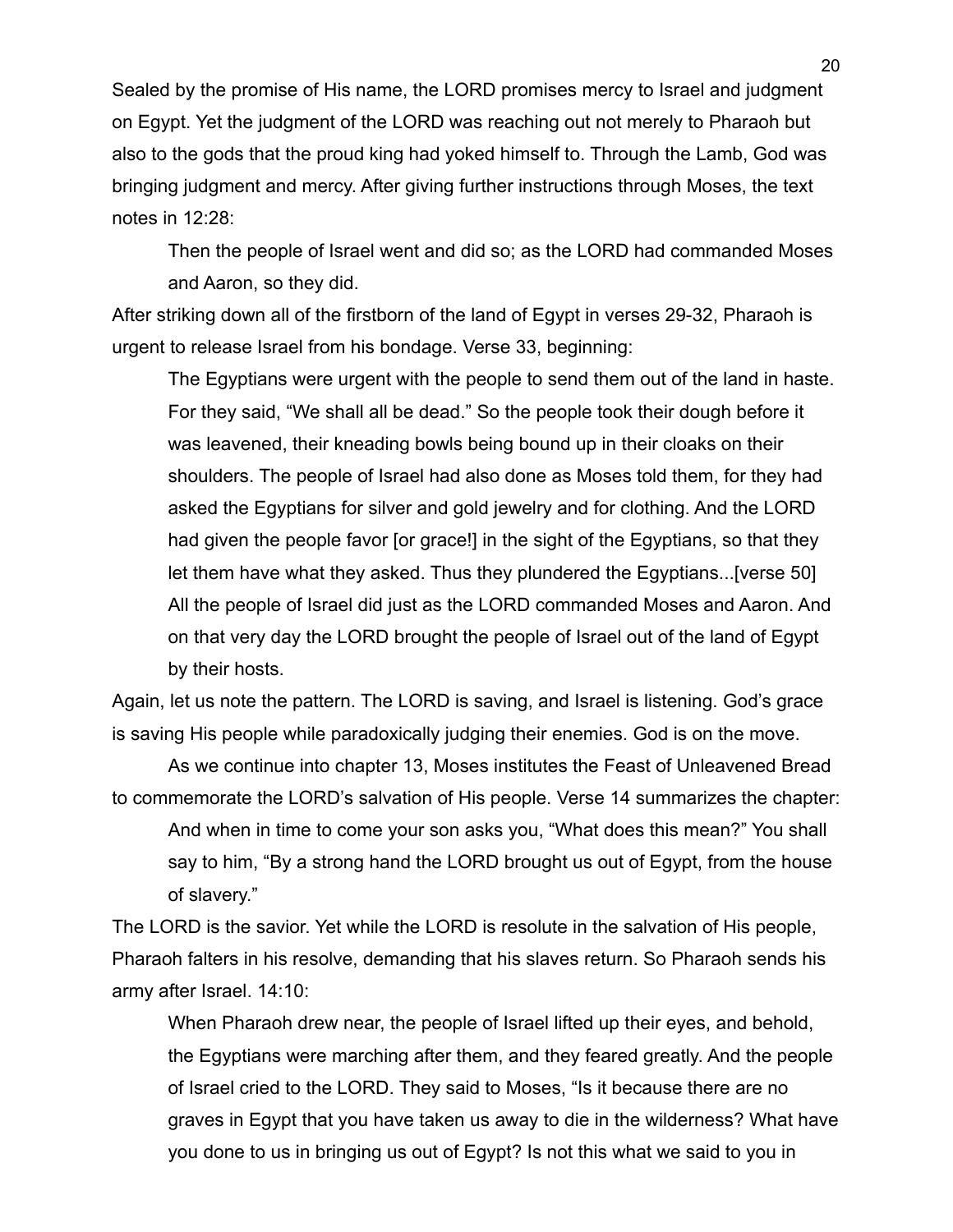Sealed by the promise of His name, the LORD promises mercy to Israel and judgment on Egypt. Yet the judgment of the LORD was reaching out not merely to Pharaoh but also to the gods that the proud king had yoked himself to. Through the Lamb, God was bringing judgment and mercy. After giving further instructions through Moses, the text notes in 12:28:

> Then the people of Israel went and did so; as the LORD had commanded Moses and Aaron, so they did.

After striking down all of the firstborn of the land of Egypt in verses 29-32, Pharaoh is urgent to release Israel from his bondage. Verse 33, beginning:

> The Egyptians were urgent with the people to send them out of the land in haste. For they said, "We shall all be dead." So the people took their dough before it was leavened, their kneading bowls being bound up in their cloaks on their shoulders. The people of Israel had also done as Moses told them, for they had asked the Egyptians for silver and gold jewelry and for clothing. And the LORD had given the people favor [or grace!] in the sight of the Egyptians, so that they let them have what they asked. Thus they plundered the Egyptians...[verse 50] All the people of Israel did just as the LORD commanded Moses and Aaron. And on that very day the LORD brought the people of Israel out of the land of Egypt by their hosts.

Again, let us note the pattern. The LORD is saving, and Israel is listening. God's grace is saving His people while paradoxically judging their enemies. God is on the move.

As we continue into chapter 13, Moses institutes the Feast of Unleavened Bread to commemorate the LORD's salvation of His people. Verse 14 summarizes the chapter:

> And when in time to come your son asks you, "What does this mean?" You shall say to him, "By a strong hand the LORD brought us out of Egypt, from the house of slavery."

The LORD is the savior. Yet while the LORD is resolute in the salvation of His people, Pharaoh falters in his resolve, demanding that his slaves return. So Pharaoh sends his army after Israel. 14:10:

> When Pharaoh drew near, the people of Israel lifted up their eyes, and behold, the Egyptians were marching after them, and they feared greatly. And the people of Israel cried to the LORD. They said to Moses, "Is it because there are no graves in Egypt that you have taken us away to die in the wilderness? What have you done to us in bringing us out of Egypt? Is not this what we said to you in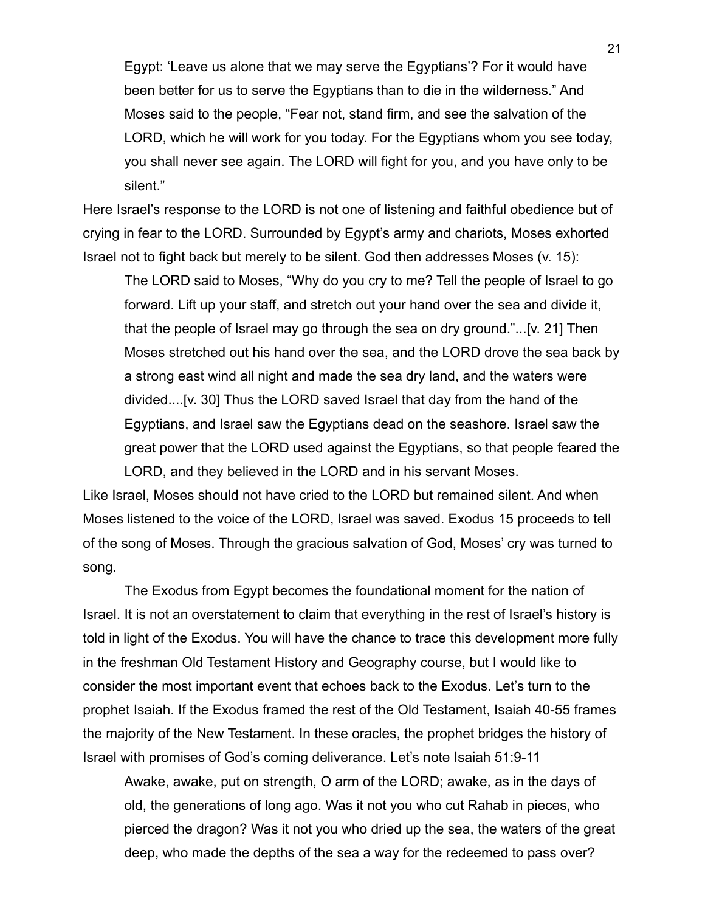> Egypt: 'Leave us alone that we may serve the Egyptians'? For it would have been better for us to serve the Egyptians than to die in the wilderness." And Moses said to the people, "Fear not, stand firm, and see the salvation of the LORD, which he will work for you today. For the Egyptians whom you see today, you shall never see again. The LORD will fight for you, and you have only to be silent."

Here Israel's response to the LORD is not one of listening and faithful obedience but of crying in fear to the LORD. Surrounded by Egypt's army and chariots, Moses exhorted Israel not to fight back but merely to be silent. God then addresses Moses (v. 15):

> The LORD said to Moses, "Why do you cry to me? Tell the people of Israel to go forward. Lift up your staff, and stretch out your hand over the sea and divide it, that the people of Israel may go through the sea on dry ground."...[v. 21] Then Moses stretched out his hand over the sea, and the LORD drove the sea back by a strong east wind all night and made the sea dry land, and the waters were divided....[v. 30] Thus the LORD saved Israel that day from the hand of the Egyptians, and Israel saw the Egyptians dead on the seashore. Israel saw the great power that the LORD used against the Egyptians, so that people feared the LORD, and they believed in the LORD and in his servant Moses.

Like Israel, Moses should not have cried to the LORD but remained silent. And when Moses listened to the voice of the LORD, Israel was saved. Exodus 15 proceeds to tell of the song of Moses. Through the gracious salvation of God, Moses' cry was turned to song.

The Exodus from Egypt becomes the foundational moment for the nation of Israel. It is not an overstatement to claim that everything in the rest of Israel's history is told in light of the Exodus. You will have the chance to trace this development more fully in the freshman Old Testament History and Geography course, but I would like to consider the most important event that echoes back to the Exodus. Let's turn to the prophet Isaiah. If the Exodus framed the rest of the Old Testament, Isaiah 40-55 frames the majority of the New Testament. In these oracles, the prophet bridges the history of Israel with promises of God's coming deliverance. Let's note Isaiah 51:9-11

> Awake, awake, put on strength, O arm of the LORD; awake, as in the days of old, the generations of long ago. Was it not you who cut Rahab in pieces, who pierced the dragon? Was it not you who dried up the sea, the waters of the great deep, who made the depths of the sea a way for the redeemed to pass over?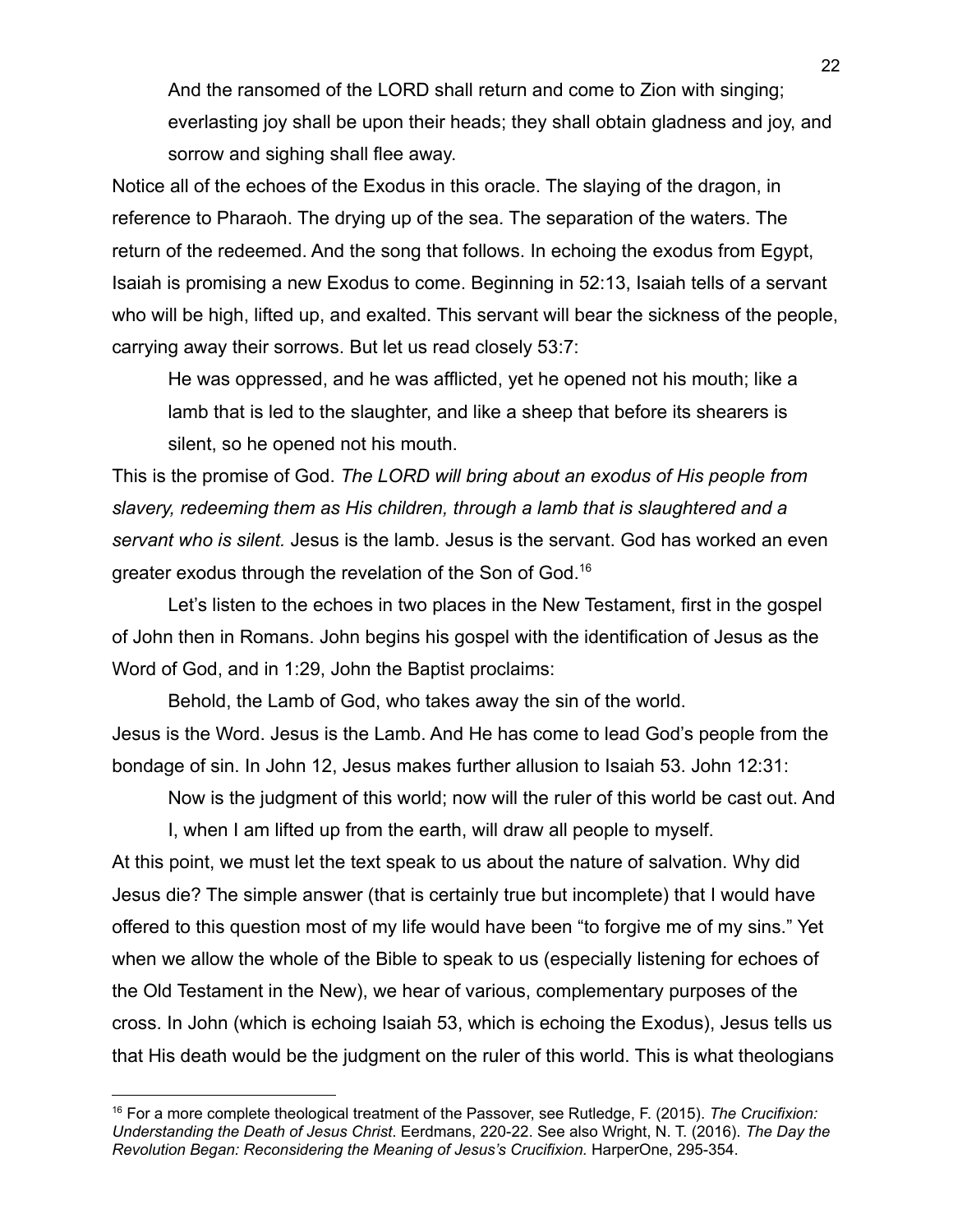> And the ransomed of the LORD shall return and come to Zion with singing; everlasting joy shall be upon their heads; they shall obtain gladness and joy, and sorrow and sighing shall flee away.

Notice all of the echoes of the Exodus in this oracle. The slaying of the dragon, in reference to Pharaoh. The drying up of the sea. The separation of the waters. The return of the redeemed. And the song that follows. In echoing the exodus from Egypt, Isaiah is promising a new Exodus to come. Beginning in 52:13, Isaiah tells of a servant who will be high, lifted up, and exalted. This servant will bear the sickness of the people, carrying away their sorrows. But let us read closely 53:7:

> He was oppressed, and he was afflicted, yet he opened not his mouth; like a lamb that is led to the slaughter, and like a sheep that before its shearers is silent, so he opened not his mouth.

This is the promise of God. *The LORD will bring about an exodus of His people from slavery, redeeming them as His children, through a lamb that is slaughtered and a servant who is silent.* Jesus is the lamb. Jesus is the servant. God has worked an even greater exodus through the revelation of the Son of God.[16]

Let's listen to the echoes in two places in the New Testament, first in the gospel of John then in Romans. John begins his gospel with the identification of Jesus as the Word of God, and in 1:29, John the Baptist proclaims:

> Behold, the Lamb of God, who takes away the sin of the world.

Jesus is the Word. Jesus is the Lamb. And He has come to lead God's people from the bondage of sin. In John 12, Jesus makes further allusion to Isaiah 53. John 12:31:

> Now is the judgment of this world; now will the ruler of this world be cast out. And I, when I am lifted up from the earth, will draw all people to myself.

At this point, we must let the text speak to us about the nature of salvation. Why did Jesus die? The simple answer (that is certainly true but incomplete) that I would have offered to this question most of my life would have been "to forgive me of my sins." Yet when we allow the whole of the Bible to speak to us (especially listening for echoes of the Old Testament in the New), we hear of various, complementary purposes of the cross. In John (which is echoing Isaiah 53, which is echoing the Exodus), Jesus tells us that His death would be the judgment on the ruler of this world. This is what theologians

---

[16] For a more complete theological treatment of the Passover, see Rutledge, F. (2015). *The Crucifixion: Understanding the Death of Jesus Christ*. Eerdmans, 220-22. See also Wright, N. T. (2016). *The Day the Revolution Began: Reconsidering the Meaning of Jesus's Crucifixion.* HarperOne, 295-354.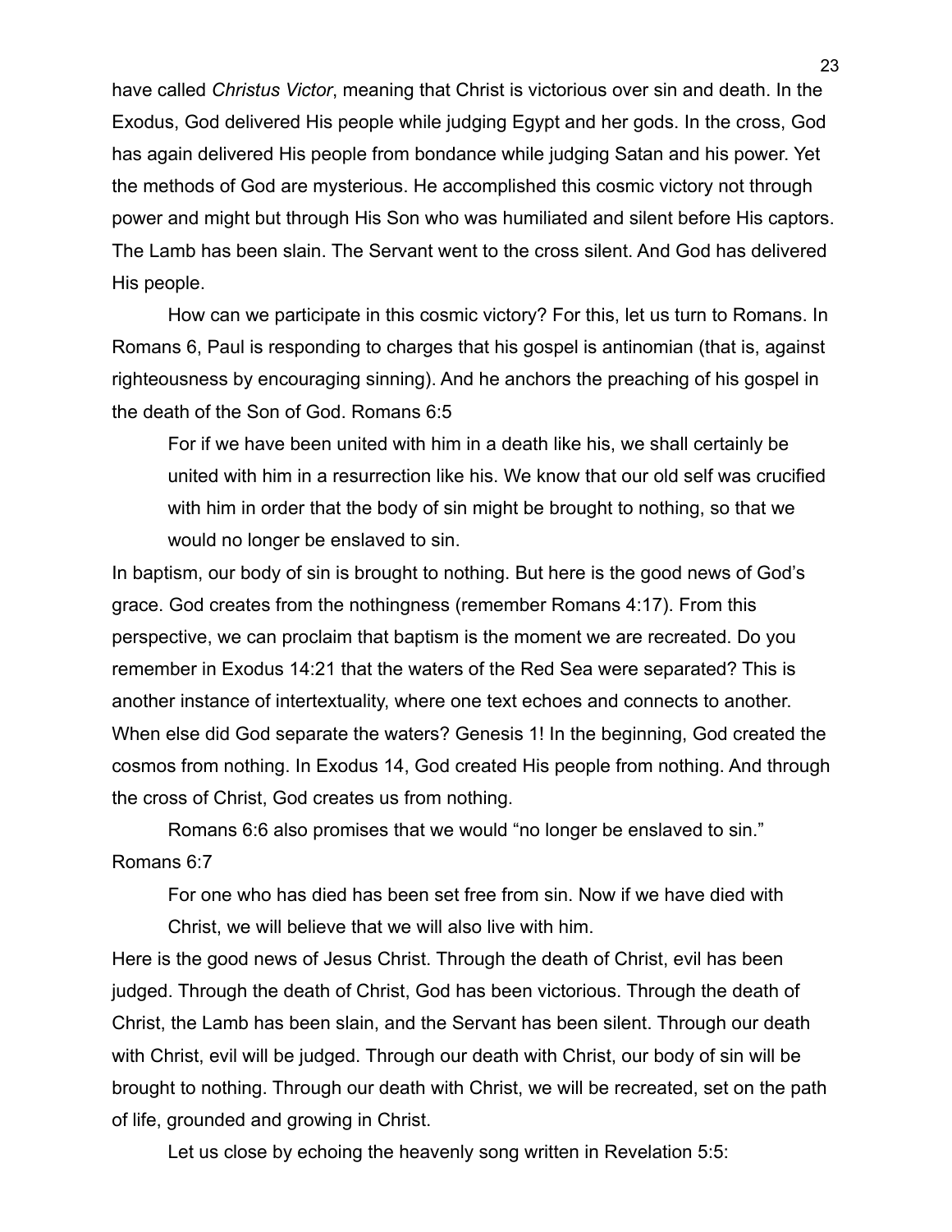have called *Christus Victor*, meaning that Christ is victorious over sin and death. In the Exodus, God delivered His people while judging Egypt and her gods. In the cross, God has again delivered His people from bondance while judging Satan and his power. Yet the methods of God are mysterious. He accomplished this cosmic victory not through power and might but through His Son who was humiliated and silent before His captors. The Lamb has been slain. The Servant went to the cross silent. And God has delivered His people.

How can we participate in this cosmic victory? For this, let us turn to Romans. In Romans 6, Paul is responding to charges that his gospel is antinomian (that is, against righteousness by encouraging sinning). And he anchors the preaching of his gospel in the death of the Son of God. Romans 6:5

> For if we have been united with him in a death like his, we shall certainly be united with him in a resurrection like his. We know that our old self was crucified with him in order that the body of sin might be brought to nothing, so that we would no longer be enslaved to sin.

In baptism, our body of sin is brought to nothing. But here is the good news of God's grace. God creates from the nothingness (remember Romans 4:17). From this perspective, we can proclaim that baptism is the moment we are recreated. Do you remember in Exodus 14:21 that the waters of the Red Sea were separated? This is another instance of intertextuality, where one text echoes and connects to another. When else did God separate the waters? Genesis 1! In the beginning, God created the cosmos from nothing. In Exodus 14, God created His people from nothing. And through the cross of Christ, God creates us from nothing.

Romans 6:6 also promises that we would "no longer be enslaved to sin." Romans 6:7

> For one who has died has been set free from sin. Now if we have died with Christ, we will believe that we will also live with him.

Here is the good news of Jesus Christ. Through the death of Christ, evil has been judged. Through the death of Christ, God has been victorious. Through the death of Christ, the Lamb has been slain, and the Servant has been silent. Through our death with Christ, evil will be judged. Through our death with Christ, our body of sin will be brought to nothing. Through our death with Christ, we will be recreated, set on the path of life, grounded and growing in Christ.

Let us close by echoing the heavenly song written in Revelation 5:5: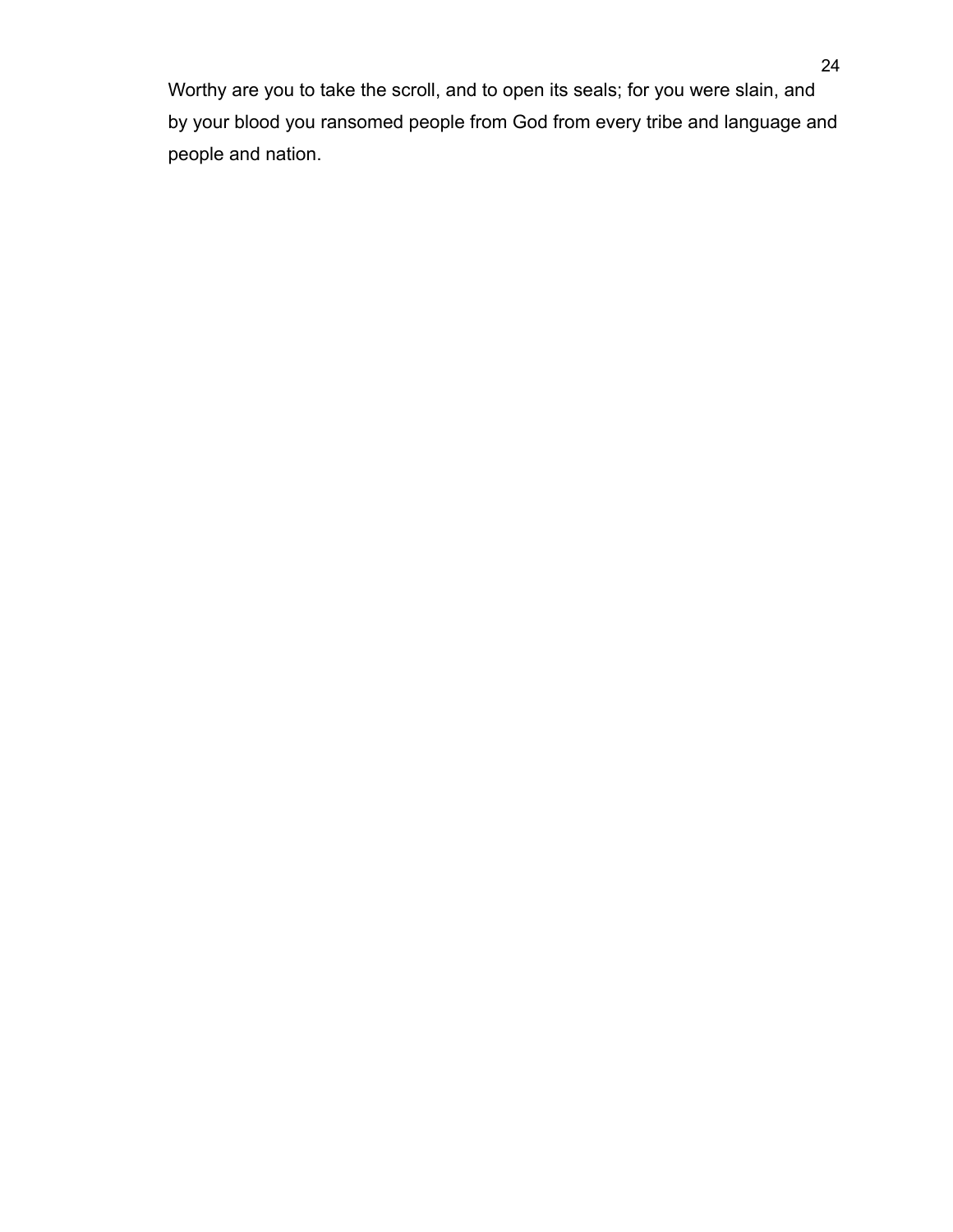Worthy are you to take the scroll, and to open its seals; for you were slain, and by your blood you ransomed people from God from every tribe and language and people and nation.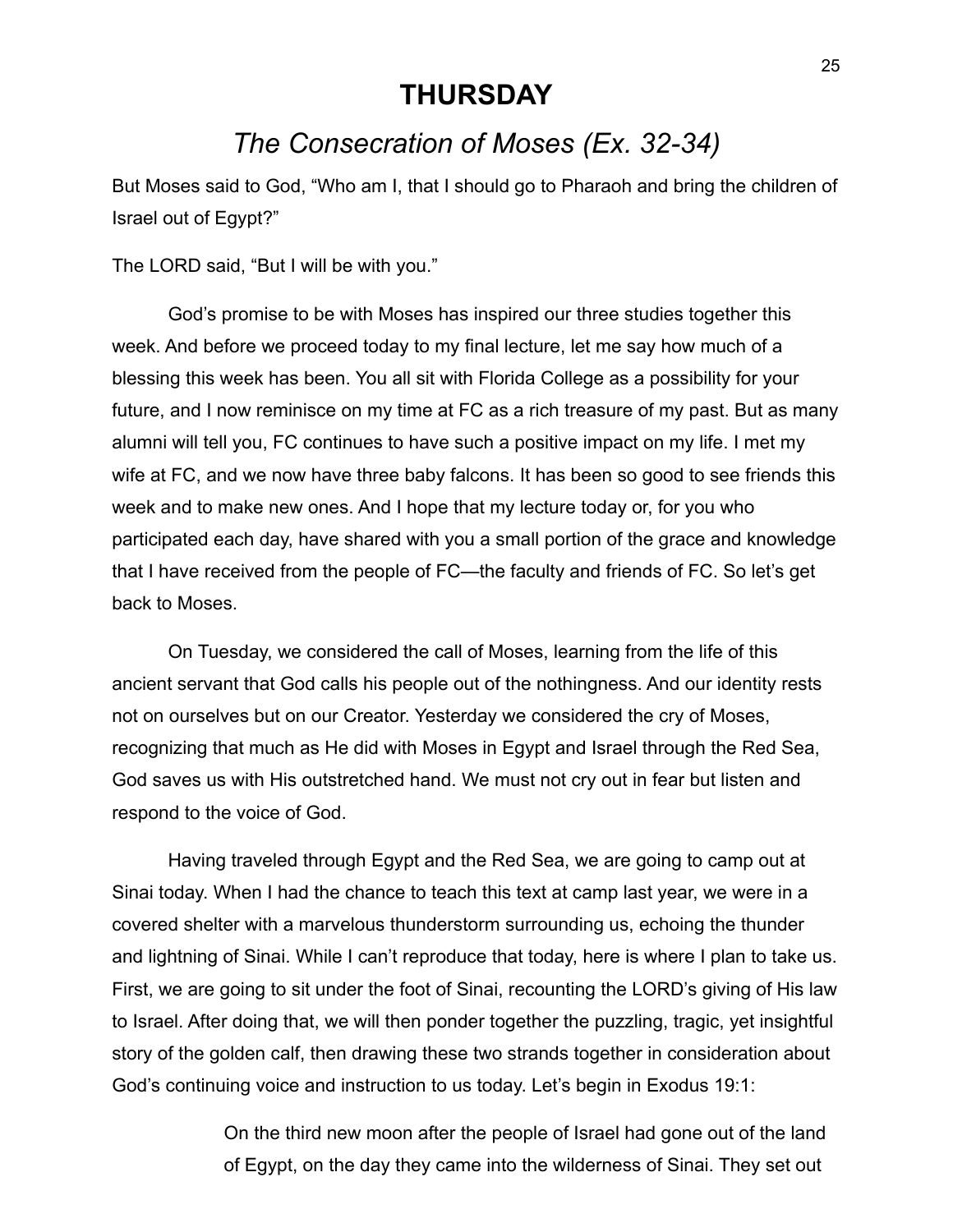# THURSDAY

## *The Consecration of Moses (Ex. 32-34)*

But Moses said to God, "Who am I, that I should go to Pharaoh and bring the children of Israel out of Egypt?"

The LORD said, "But I will be with you."

God's promise to be with Moses has inspired our three studies together this week. And before we proceed today to my final lecture, let me say how much of a blessing this week has been. You all sit with Florida College as a possibility for your future, and I now reminisce on my time at FC as a rich treasure of my past. But as many alumni will tell you, FC continues to have such a positive impact on my life. I met my wife at FC, and we now have three baby falcons. It has been so good to see friends this week and to make new ones. And I hope that my lecture today or, for you who participated each day, have shared with you a small portion of the grace and knowledge that I have received from the people of FC—the faculty and friends of FC. So let's get back to Moses.

On Tuesday, we considered the call of Moses, learning from the life of this ancient servant that God calls his people out of the nothingness. And our identity rests not on ourselves but on our Creator. Yesterday we considered the cry of Moses, recognizing that much as He did with Moses in Egypt and Israel through the Red Sea, God saves us with His outstretched hand. We must not cry out in fear but listen and respond to the voice of God.

Having traveled through Egypt and the Red Sea, we are going to camp out at Sinai today. When I had the chance to teach this text at camp last year, we were in a covered shelter with a marvelous thunderstorm surrounding us, echoing the thunder and lightning of Sinai. While I can't reproduce that today, here is where I plan to take us. First, we are going to sit under the foot of Sinai, recounting the LORD's giving of His law to Israel. After doing that, we will then ponder together the puzzling, tragic, yet insightful story of the golden calf, then drawing these two strands together in consideration about God's continuing voice and instruction to us today. Let's begin in Exodus 19:1:

> On the third new moon after the people of Israel had gone out of the land of Egypt, on the day they came into the wilderness of Sinai. They set out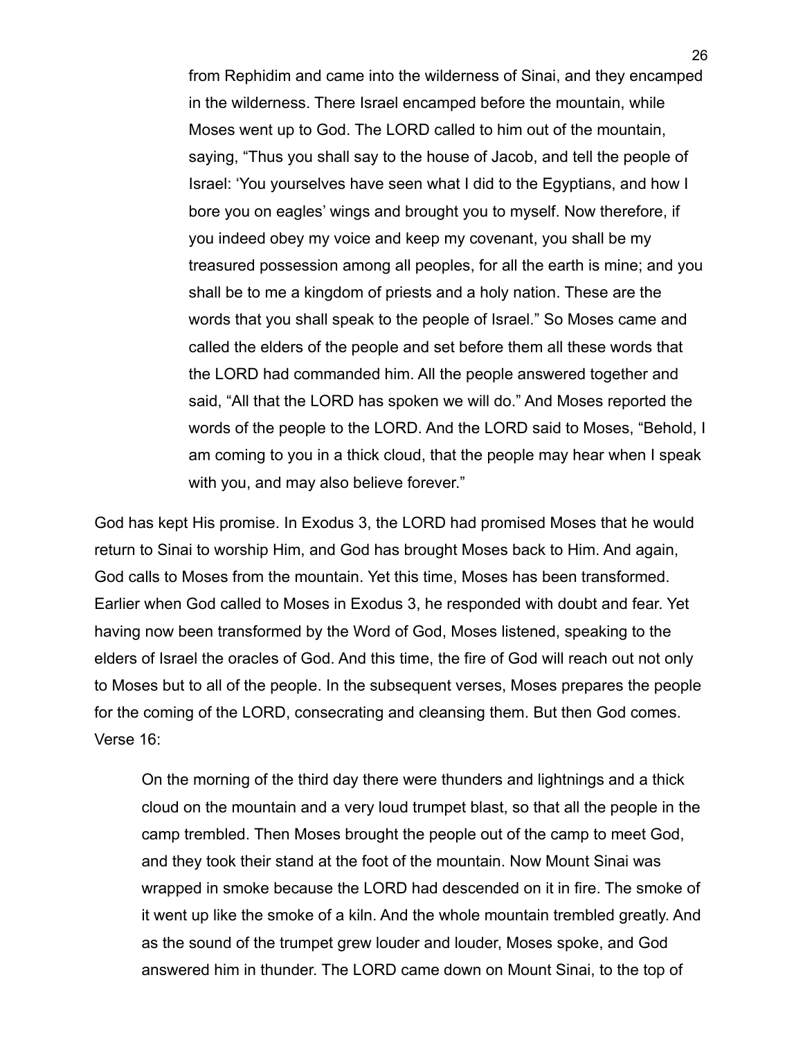> from Rephidim and came into the wilderness of Sinai, and they encamped in the wilderness. There Israel encamped before the mountain, while Moses went up to God. The LORD called to him out of the mountain, saying, "Thus you shall say to the house of Jacob, and tell the people of Israel: 'You yourselves have seen what I did to the Egyptians, and how I bore you on eagles' wings and brought you to myself. Now therefore, if you indeed obey my voice and keep my covenant, you shall be my treasured possession among all peoples, for all the earth is mine; and you shall be to me a kingdom of priests and a holy nation. These are the words that you shall speak to the people of Israel." So Moses came and called the elders of the people and set before them all these words that the LORD had commanded him. All the people answered together and said, "All that the LORD has spoken we will do." And Moses reported the words of the people to the LORD. And the LORD said to Moses, "Behold, I am coming to you in a thick cloud, that the people may hear when I speak with you, and may also believe forever."

God has kept His promise. In Exodus 3, the LORD had promised Moses that he would return to Sinai to worship Him, and God has brought Moses back to Him. And again, God calls to Moses from the mountain. Yet this time, Moses has been transformed. Earlier when God called to Moses in Exodus 3, he responded with doubt and fear. Yet having now been transformed by the Word of God, Moses listened, speaking to the elders of Israel the oracles of God. And this time, the fire of God will reach out not only to Moses but to all of the people. In the subsequent verses, Moses prepares the people for the coming of the LORD, consecrating and cleansing them. But then God comes. Verse 16:

> On the morning of the third day there were thunders and lightnings and a thick cloud on the mountain and a very loud trumpet blast, so that all the people in the camp trembled. Then Moses brought the people out of the camp to meet God, and they took their stand at the foot of the mountain. Now Mount Sinai was wrapped in smoke because the LORD had descended on it in fire. The smoke of it went up like the smoke of a kiln. And the whole mountain trembled greatly. And as the sound of the trumpet grew louder and louder, Moses spoke, and God answered him in thunder. The LORD came down on Mount Sinai, to the top of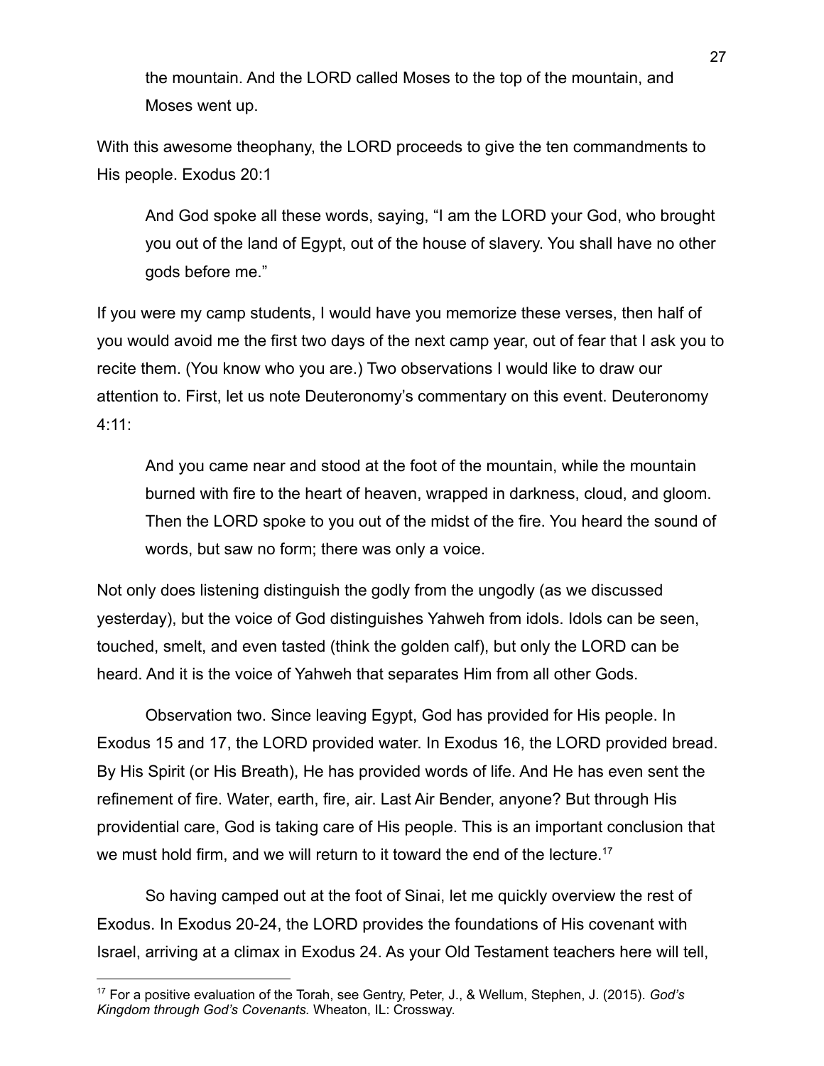> the mountain. And the LORD called Moses to the top of the mountain, and Moses went up.

With this awesome theophany, the LORD proceeds to give the ten commandments to His people. Exodus 20:1

> And God spoke all these words, saying, "I am the LORD your God, who brought you out of the land of Egypt, out of the house of slavery. You shall have no other gods before me."

If you were my camp students, I would have you memorize these verses, then half of you would avoid me the first two days of the next camp year, out of fear that I ask you to recite them. (You know who you are.) Two observations I would like to draw our attention to. First, let us note Deuteronomy's commentary on this event. Deuteronomy 4:11:

> And you came near and stood at the foot of the mountain, while the mountain burned with fire to the heart of heaven, wrapped in darkness, cloud, and gloom. Then the LORD spoke to you out of the midst of the fire. You heard the sound of words, but saw no form; there was only a voice.

Not only does listening distinguish the godly from the ungodly (as we discussed yesterday), but the voice of God distinguishes Yahweh from idols. Idols can be seen, touched, smelt, and even tasted (think the golden calf), but only the LORD can be heard. And it is the voice of Yahweh that separates Him from all other Gods.

Observation two. Since leaving Egypt, God has provided for His people. In Exodus 15 and 17, the LORD provided water. In Exodus 16, the LORD provided bread. By His Spirit (or His Breath), He has provided words of life. And He has even sent the refinement of fire. Water, earth, fire, air. Last Air Bender, anyone? But through His providential care, God is taking care of His people. This is an important conclusion that we must hold firm, and we will return to it toward the end of the lecture.[17]

So having camped out at the foot of Sinai, let me quickly overview the rest of Exodus. In Exodus 20-24, the LORD provides the foundations of His covenant with Israel, arriving at a climax in Exodus 24. As your Old Testament teachers here will tell,

---

[17] For a positive evaluation of the Torah, see Gentry, Peter, J., & Wellum, Stephen, J. (2015). *God's Kingdom through God's Covenants.* Wheaton, IL: Crossway.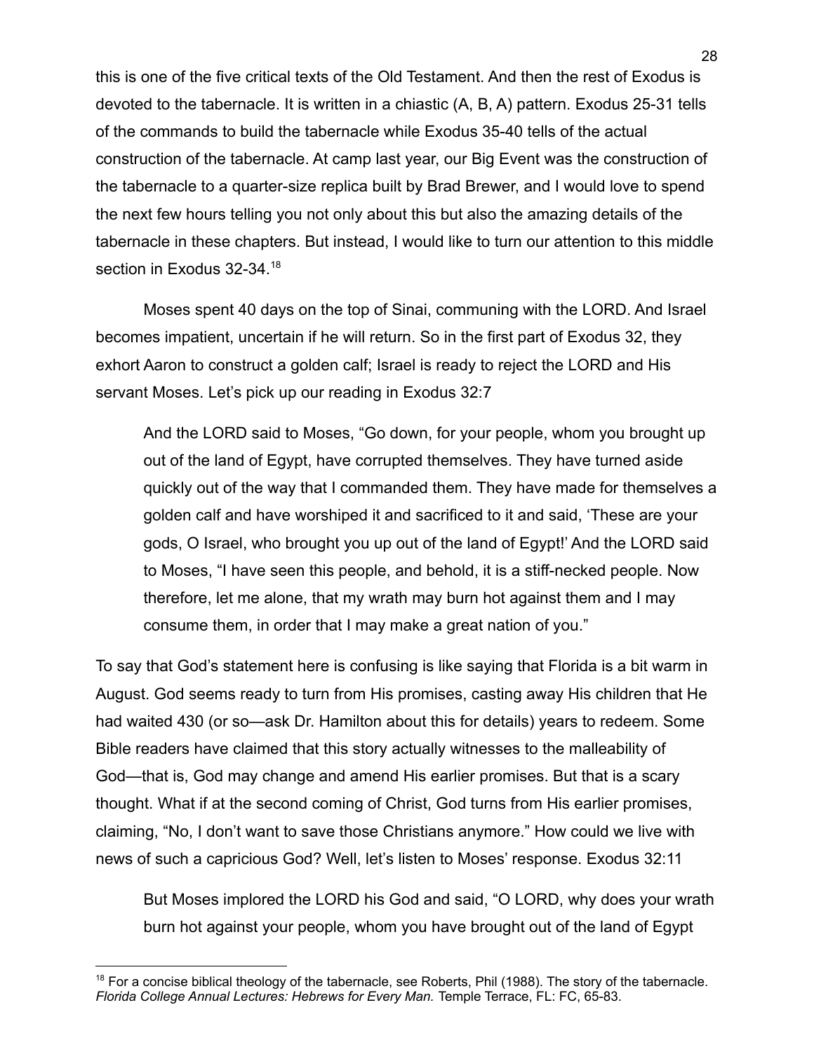this is one of the five critical texts of the Old Testament. And then the rest of Exodus is devoted to the tabernacle. It is written in a chiastic (A, B, A) pattern. Exodus 25-31 tells of the commands to build the tabernacle while Exodus 35-40 tells of the actual construction of the tabernacle. At camp last year, our Big Event was the construction of the tabernacle to a quarter-size replica built by Brad Brewer, and I would love to spend the next few hours telling you not only about this but also the amazing details of the tabernacle in these chapters. But instead, I would like to turn our attention to this middle section in Exodus 32-34.[18]

Moses spent 40 days on the top of Sinai, communing with the LORD. And Israel becomes impatient, uncertain if he will return. So in the first part of Exodus 32, they exhort Aaron to construct a golden calf; Israel is ready to reject the LORD and His servant Moses. Let's pick up our reading in Exodus 32:7

> And the LORD said to Moses, "Go down, for your people, whom you brought up out of the land of Egypt, have corrupted themselves. They have turned aside quickly out of the way that I commanded them. They have made for themselves a golden calf and have worshiped it and sacrificed to it and said, 'These are your gods, O Israel, who brought you up out of the land of Egypt!' And the LORD said to Moses, "I have seen this people, and behold, it is a stiff-necked people. Now therefore, let me alone, that my wrath may burn hot against them and I may consume them, in order that I may make a great nation of you."

To say that God's statement here is confusing is like saying that Florida is a bit warm in August. God seems ready to turn from His promises, casting away His children that He had waited 430 (or so—ask Dr. Hamilton about this for details) years to redeem. Some Bible readers have claimed that this story actually witnesses to the malleability of God—that is, God may change and amend His earlier promises. But that is a scary thought. What if at the second coming of Christ, God turns from His earlier promises, claiming, "No, I don't want to save those Christians anymore." How could we live with news of such a capricious God? Well, let's listen to Moses' response. Exodus 32:11

> But Moses implored the LORD his God and said, "O LORD, why does your wrath burn hot against your people, whom you have brought out of the land of Egypt

---

[18] For a concise biblical theology of the tabernacle, see Roberts, Phil (1988). The story of the tabernacle. *Florida College Annual Lectures: Hebrews for Every Man.* Temple Terrace, FL: FC, 65-83.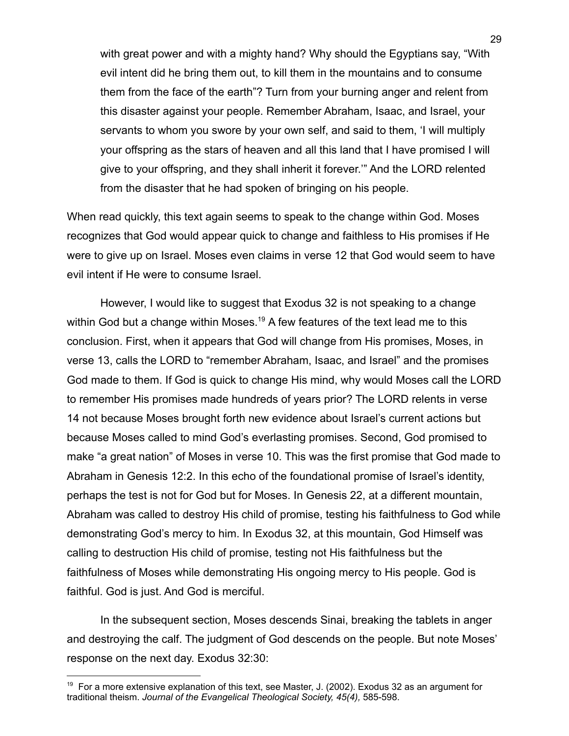> with great power and with a mighty hand? Why should the Egyptians say, "With evil intent did he bring them out, to kill them in the mountains and to consume them from the face of the earth"? Turn from your burning anger and relent from this disaster against your people. Remember Abraham, Isaac, and Israel, your servants to whom you swore by your own self, and said to them, 'I will multiply your offspring as the stars of heaven and all this land that I have promised I will give to your offspring, and they shall inherit it forever.'" And the LORD relented from the disaster that he had spoken of bringing on his people.

When read quickly, this text again seems to speak to the change within God. Moses recognizes that God would appear quick to change and faithless to His promises if He were to give up on Israel. Moses even claims in verse 12 that God would seem to have evil intent if He were to consume Israel.

However, I would like to suggest that Exodus 32 is not speaking to a change within God but a change within Moses.[19] A few features of the text lead me to this conclusion. First, when it appears that God will change from His promises, Moses, in verse 13, calls the LORD to "remember Abraham, Isaac, and Israel" and the promises God made to them. If God is quick to change His mind, why would Moses call the LORD to remember His promises made hundreds of years prior? The LORD relents in verse 14 not because Moses brought forth new evidence about Israel's current actions but because Moses called to mind God's everlasting promises. Second, God promised to make "a great nation" of Moses in verse 10. This was the first promise that God made to Abraham in Genesis 12:2. In this echo of the foundational promise of Israel's identity, perhaps the test is not for God but for Moses. In Genesis 22, at a different mountain, Abraham was called to destroy His child of promise, testing his faithfulness to God while demonstrating God's mercy to him. In Exodus 32, at this mountain, God Himself was calling to destruction His child of promise, testing not His faithfulness but the faithfulness of Moses while demonstrating His ongoing mercy to His people. God is faithful. God is just. And God is merciful.

In the subsequent section, Moses descends Sinai, breaking the tablets in anger and destroying the calf. The judgment of God descends on the people. But note Moses' response on the next day. Exodus 32:30:

---

[19] For a more extensive explanation of this text, see Master, J. (2002). Exodus 32 as an argument for traditional theism. *Journal of the Evangelical Theological Society, 45(4),* 585-598.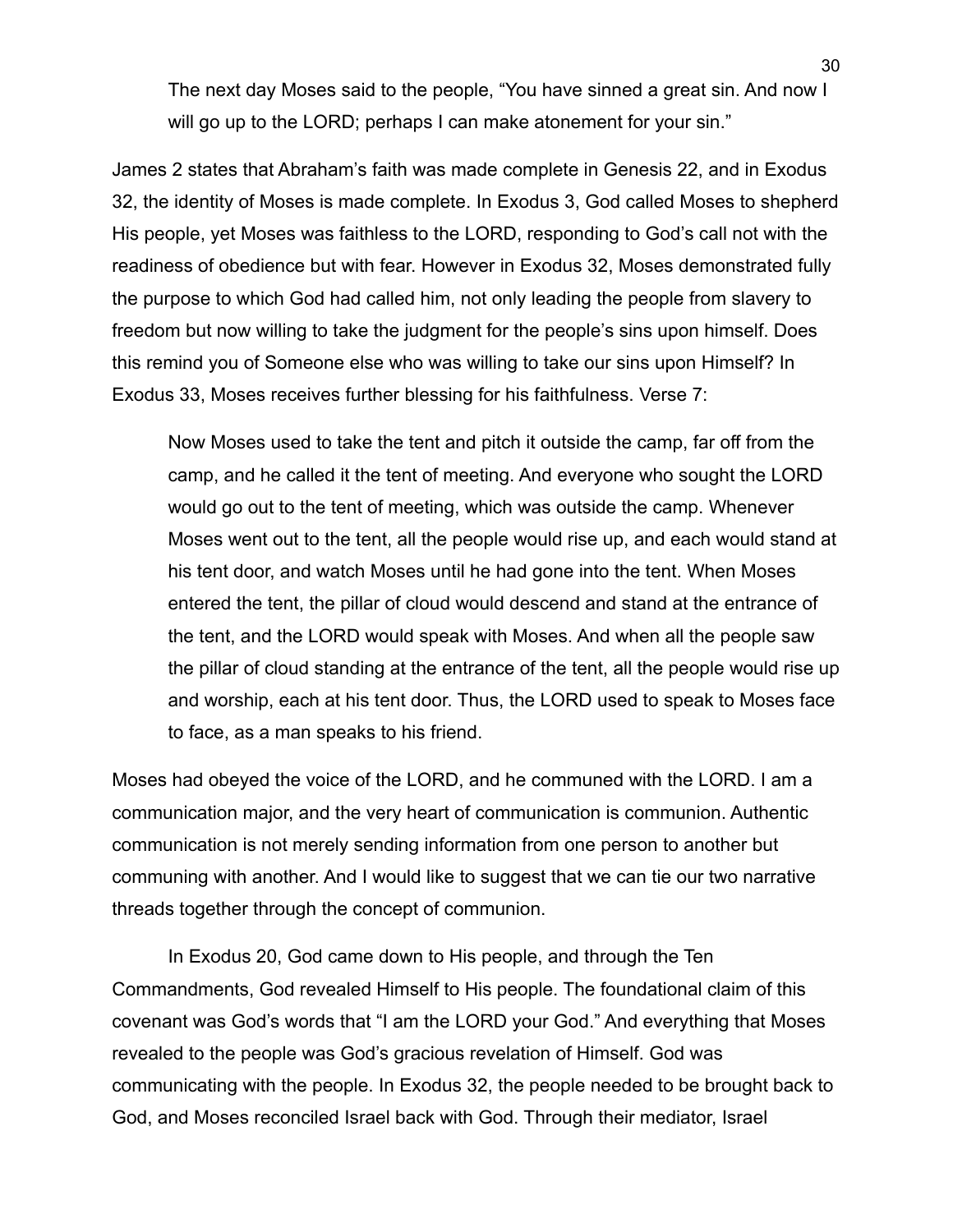> The next day Moses said to the people, "You have sinned a great sin. And now I will go up to the LORD; perhaps I can make atonement for your sin."

James 2 states that Abraham's faith was made complete in Genesis 22, and in Exodus 32, the identity of Moses is made complete. In Exodus 3, God called Moses to shepherd His people, yet Moses was faithless to the LORD, responding to God's call not with the readiness of obedience but with fear. However in Exodus 32, Moses demonstrated fully the purpose to which God had called him, not only leading the people from slavery to freedom but now willing to take the judgment for the people's sins upon himself. Does this remind you of Someone else who was willing to take our sins upon Himself? In Exodus 33, Moses receives further blessing for his faithfulness. Verse 7:

> Now Moses used to take the tent and pitch it outside the camp, far off from the camp, and he called it the tent of meeting. And everyone who sought the LORD would go out to the tent of meeting, which was outside the camp. Whenever Moses went out to the tent, all the people would rise up, and each would stand at his tent door, and watch Moses until he had gone into the tent. When Moses entered the tent, the pillar of cloud would descend and stand at the entrance of the tent, and the LORD would speak with Moses. And when all the people saw the pillar of cloud standing at the entrance of the tent, all the people would rise up and worship, each at his tent door. Thus, the LORD used to speak to Moses face to face, as a man speaks to his friend.

Moses had obeyed the voice of the LORD, and he communed with the LORD. I am a communication major, and the very heart of communication is communion. Authentic communication is not merely sending information from one person to another but communing with another. And I would like to suggest that we can tie our two narrative threads together through the concept of communion.

In Exodus 20, God came down to His people, and through the Ten Commandments, God revealed Himself to His people. The foundational claim of this covenant was God's words that "I am the LORD your God." And everything that Moses revealed to the people was God's gracious revelation of Himself. God was communicating with the people. In Exodus 32, the people needed to be brought back to God, and Moses reconciled Israel back with God. Through their mediator, Israel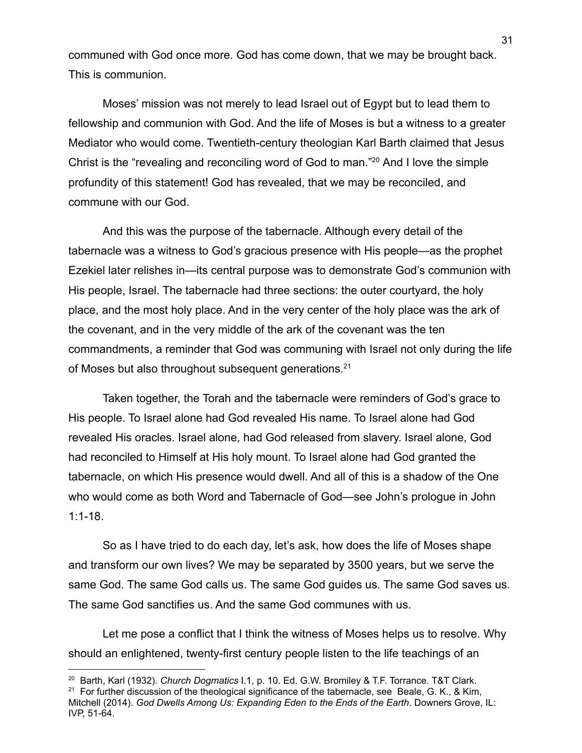communed with God once more. God has come down, that we may be brought back. This is communion.

Moses' mission was not merely to lead Israel out of Egypt but to lead them to fellowship and communion with God. And the life of Moses is but a witness to a greater Mediator who would come. Twentieth-century theologian Karl Barth claimed that Jesus Christ is the "revealing and reconciling word of God to man."[20] And I love the simple profundity of this statement! God has revealed, that we may be reconciled, and commune with our God.

And this was the purpose of the tabernacle. Although every detail of the tabernacle was a witness to God's gracious presence with His people—as the prophet Ezekiel later relishes in—its central purpose was to demonstrate God's communion with His people, Israel. The tabernacle had three sections: the outer courtyard, the holy place, and the most holy place. And in the very center of the holy place was the ark of the covenant, and in the very middle of the ark of the covenant was the ten commandments, a reminder that God was communing with Israel not only during the life of Moses but also throughout subsequent generations.[21]

Taken together, the Torah and the tabernacle were reminders of God's grace to His people. To Israel alone had God revealed His name. To Israel alone had God revealed His oracles. Israel alone, had God released from slavery. Israel alone, God had reconciled to Himself at His holy mount. To Israel alone had God granted the tabernacle, on which His presence would dwell. And all of this is a shadow of the One who would come as both Word and Tabernacle of God—see John's prologue in John 1:1-18.

So as I have tried to do each day, let's ask, how does the life of Moses shape and transform our own lives? We may be separated by 3500 years, but we serve the same God. The same God calls us. The same God guides us. The same God saves us. The same God sanctifies us. And the same God communes with us.

Let me pose a conflict that I think the witness of Moses helps us to resolve. Why should an enlightened, twenty-first century people listen to the life teachings of an

---

[20] Barth, Karl (1932). *Church Dogmatics* I.1, p. 10. Ed. G.W. Bromiley & T.F. Torrance. T&T Clark.

[21] For further discussion of the theological significance of the tabernacle, see Beale, G. K., & Kim, Mitchell (2014). *God Dwells Among Us: Expanding Eden to the Ends of the Earth*. Downers Grove, IL: IVP, 51-64.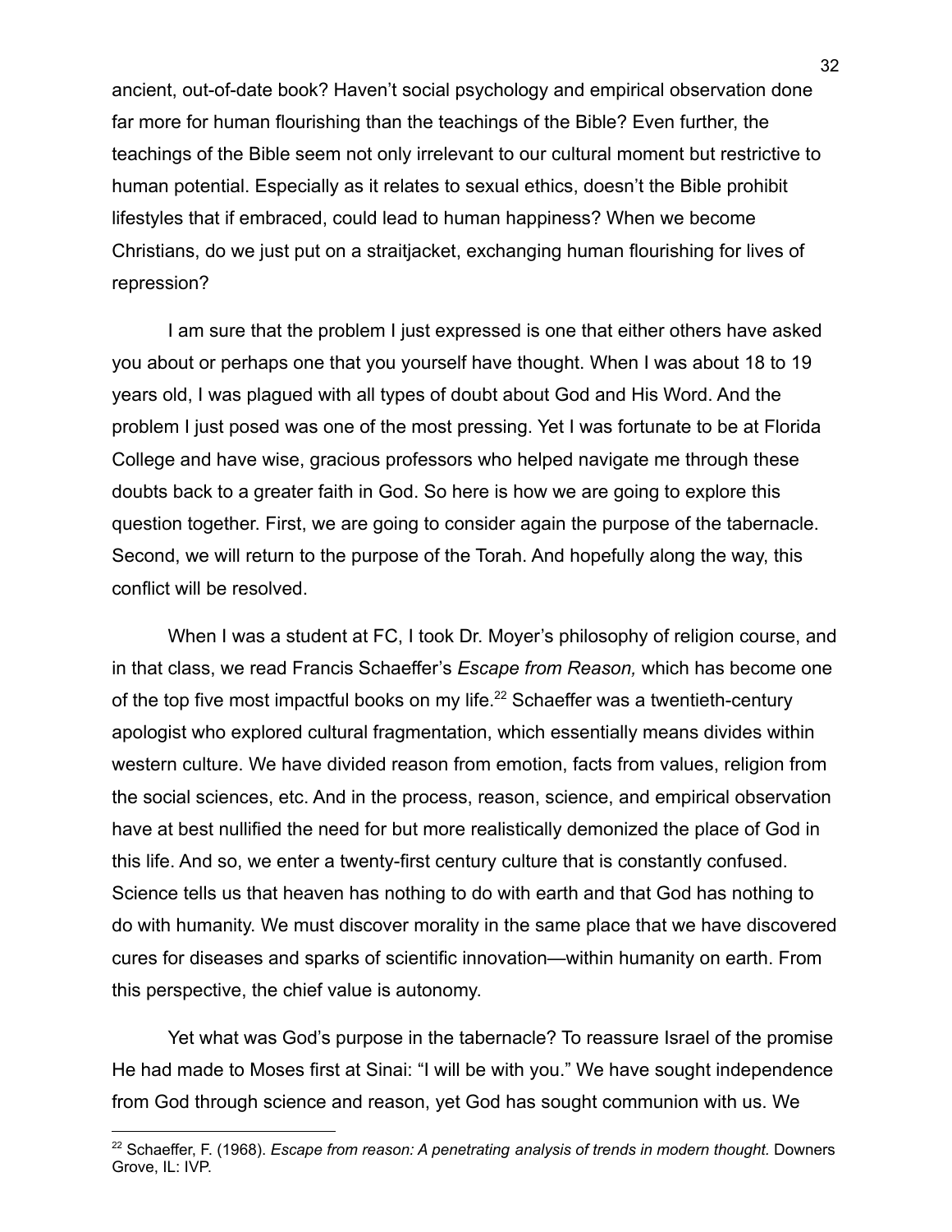ancient, out-of-date book? Haven't social psychology and empirical observation done far more for human flourishing than the teachings of the Bible? Even further, the teachings of the Bible seem not only irrelevant to our cultural moment but restrictive to human potential. Especially as it relates to sexual ethics, doesn't the Bible prohibit lifestyles that if embraced, could lead to human happiness? When we become Christians, do we just put on a straitjacket, exchanging human flourishing for lives of repression?

I am sure that the problem I just expressed is one that either others have asked you about or perhaps one that you yourself have thought. When I was about 18 to 19 years old, I was plagued with all types of doubt about God and His Word. And the problem I just posed was one of the most pressing. Yet I was fortunate to be at Florida College and have wise, gracious professors who helped navigate me through these doubts back to a greater faith in God. So here is how we are going to explore this question together. First, we are going to consider again the purpose of the tabernacle. Second, we will return to the purpose of the Torah. And hopefully along the way, this conflict will be resolved.

When I was a student at FC, I took Dr. Moyer's philosophy of religion course, and in that class, we read Francis Schaeffer's *Escape from Reason,* which has become one of the top five most impactful books on my life.[22] Schaeffer was a twentieth-century apologist who explored cultural fragmentation, which essentially means divides within western culture. We have divided reason from emotion, facts from values, religion from the social sciences, etc. And in the process, reason, science, and empirical observation have at best nullified the need for but more realistically demonized the place of God in this life. And so, we enter a twenty-first century culture that is constantly confused. Science tells us that heaven has nothing to do with earth and that God has nothing to do with humanity. We must discover morality in the same place that we have discovered cures for diseases and sparks of scientific innovation—within humanity on earth. From this perspective, the chief value is autonomy.

Yet what was God's purpose in the tabernacle? To reassure Israel of the promise He had made to Moses first at Sinai: "I will be with you." We have sought independence from God through science and reason, yet God has sought communion with us. We

---

[22] Schaeffer, F. (1968). *Escape from reason: A penetrating analysis of trends in modern thought.* Downers Grove, IL: IVP.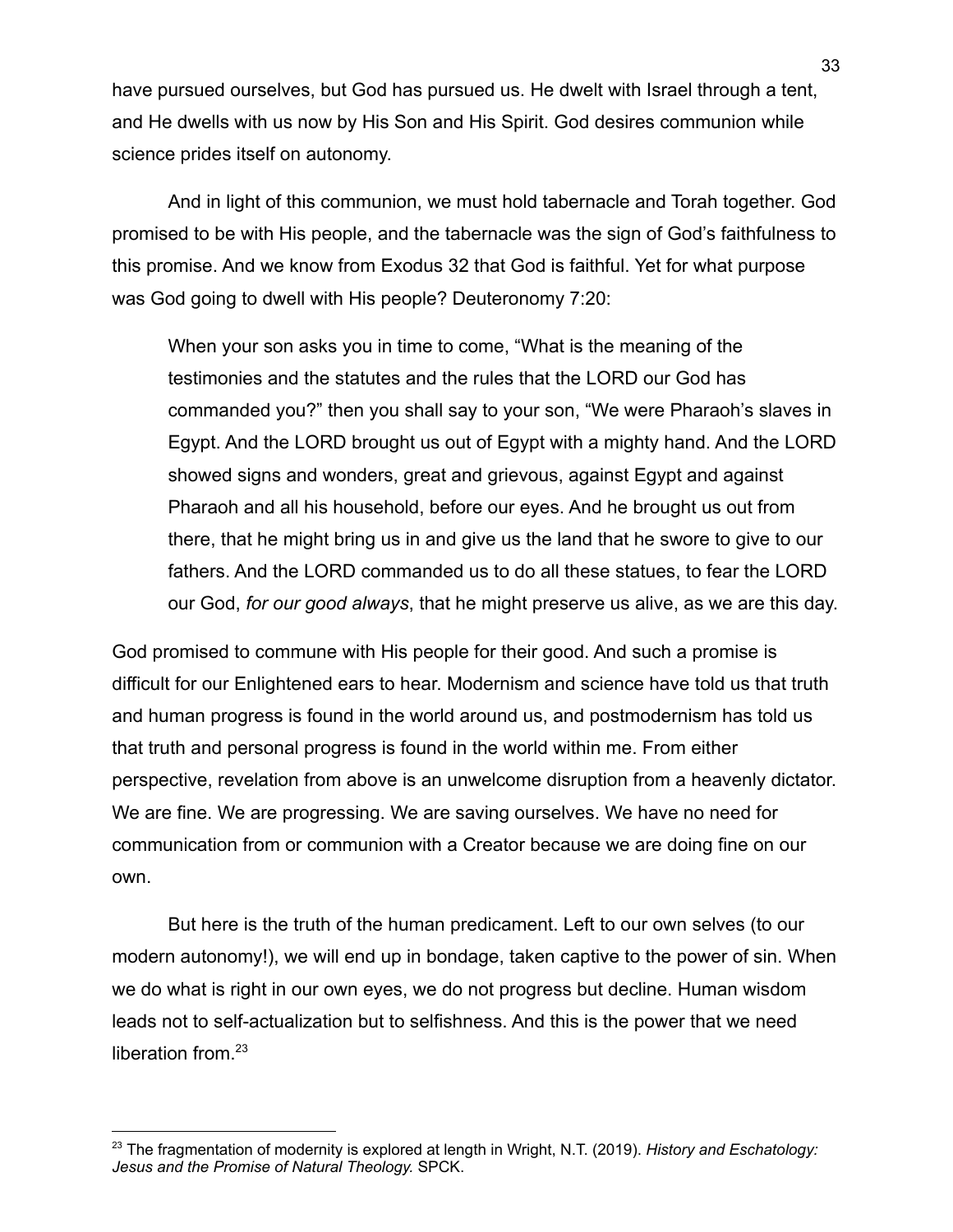have pursued ourselves, but God has pursued us. He dwelt with Israel through a tent, and He dwells with us now by His Son and His Spirit. God desires communion while science prides itself on autonomy.

And in light of this communion, we must hold tabernacle and Torah together. God promised to be with His people, and the tabernacle was the sign of God's faithfulness to this promise. And we know from Exodus 32 that God is faithful. Yet for what purpose was God going to dwell with His people? Deuteronomy 7:20:

> When your son asks you in time to come, "What is the meaning of the testimonies and the statutes and the rules that the LORD our God has commanded you?" then you shall say to your son, "We were Pharaoh's slaves in Egypt. And the LORD brought us out of Egypt with a mighty hand. And the LORD showed signs and wonders, great and grievous, against Egypt and against Pharaoh and all his household, before our eyes. And he brought us out from there, that he might bring us in and give us the land that he swore to give to our fathers. And the LORD commanded us to do all these statues, to fear the LORD our God, *for our good always*, that he might preserve us alive, as we are this day.

God promised to commune with His people for their good. And such a promise is difficult for our Enlightened ears to hear. Modernism and science have told us that truth and human progress is found in the world around us, and postmodernism has told us that truth and personal progress is found in the world within me. From either perspective, revelation from above is an unwelcome disruption from a heavenly dictator. We are fine. We are progressing. We are saving ourselves. We have no need for communication from or communion with a Creator because we are doing fine on our own.

But here is the truth of the human predicament. Left to our own selves (to our modern autonomy!), we will end up in bondage, taken captive to the power of sin. When we do what is right in our own eyes, we do not progress but decline. Human wisdom leads not to self-actualization but to selfishness. And this is the power that we need liberation from.[23]

---

[23] The fragmentation of modernity is explored at length in Wright, N.T. (2019). *History and Eschatology: Jesus and the Promise of Natural Theology.* SPCK.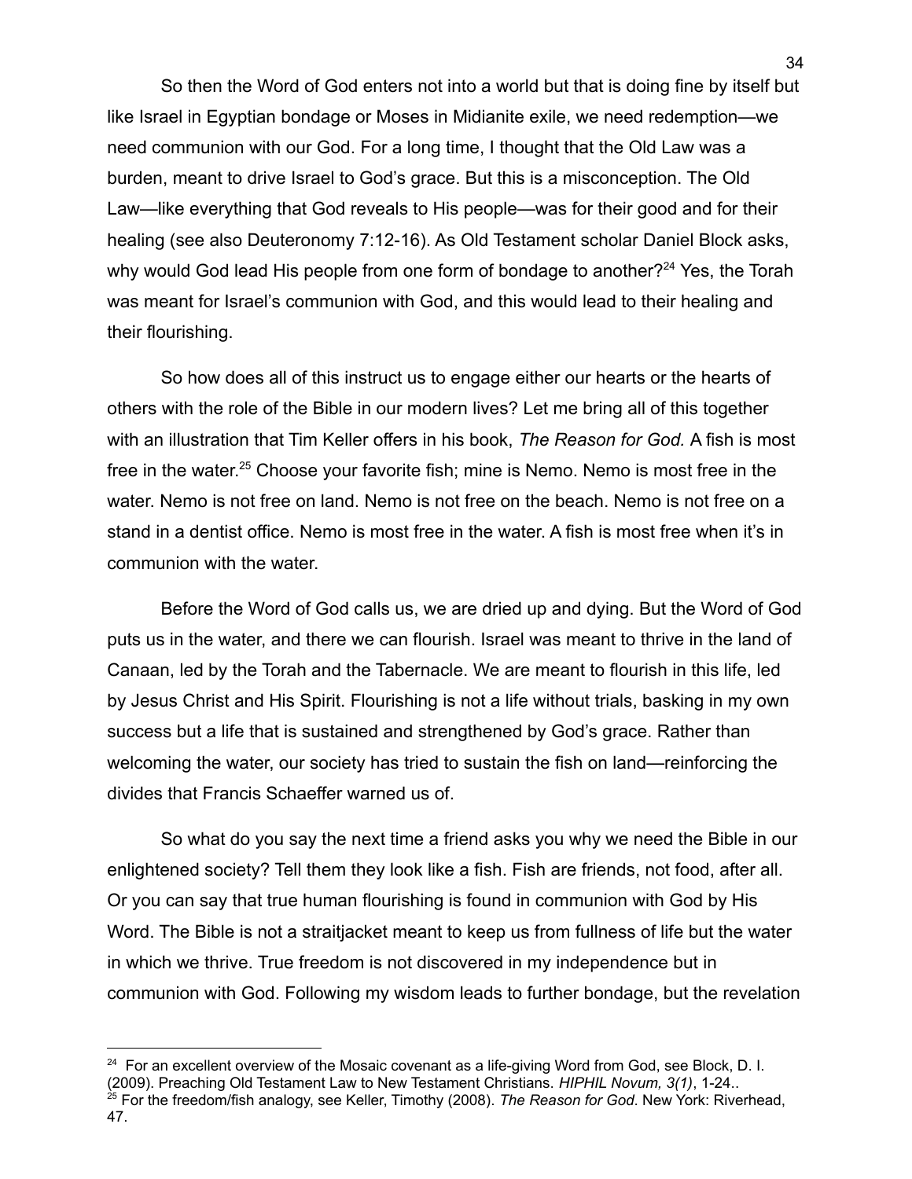So then the Word of God enters not into a world but that is doing fine by itself but like Israel in Egyptian bondage or Moses in Midianite exile, we need redemption—we need communion with our God. For a long time, I thought that the Old Law was a burden, meant to drive Israel to God's grace. But this is a misconception. The Old Law—like everything that God reveals to His people—was for their good and for their healing (see also Deuteronomy 7:12-16). As Old Testament scholar Daniel Block asks, why would God lead His people from one form of bondage to another?[24] Yes, the Torah was meant for Israel's communion with God, and this would lead to their healing and their flourishing.

So how does all of this instruct us to engage either our hearts or the hearts of others with the role of the Bible in our modern lives? Let me bring all of this together with an illustration that Tim Keller offers in his book, *The Reason for God.* A fish is most free in the water.[25] Choose your favorite fish; mine is Nemo. Nemo is most free in the water. Nemo is not free on land. Nemo is not free on the beach. Nemo is not free on a stand in a dentist office. Nemo is most free in the water. A fish is most free when it's in communion with the water.

Before the Word of God calls us, we are dried up and dying. But the Word of God puts us in the water, and there we can flourish. Israel was meant to thrive in the land of Canaan, led by the Torah and the Tabernacle. We are meant to flourish in this life, led by Jesus Christ and His Spirit. Flourishing is not a life without trials, basking in my own success but a life that is sustained and strengthened by God's grace. Rather than welcoming the water, our society has tried to sustain the fish on land—reinforcing the divides that Francis Schaeffer warned us of.

So what do you say the next time a friend asks you why we need the Bible in our enlightened society? Tell them they look like a fish. Fish are friends, not food, after all. Or you can say that true human flourishing is found in communion with God by His Word. The Bible is not a straitjacket meant to keep us from fullness of life but the water in which we thrive. True freedom is not discovered in my independence but in communion with God. Following my wisdom leads to further bondage, but the revelation

---

[24] For an excellent overview of the Mosaic covenant as a life-giving Word from God, see Block, D. I. (2009). Preaching Old Testament Law to New Testament Christians. *HIPHIL Novum, 3(1)*, 1-24..

[25] For the freedom/fish analogy, see Keller, Timothy (2008). *The Reason for God*. New York: Riverhead, 47.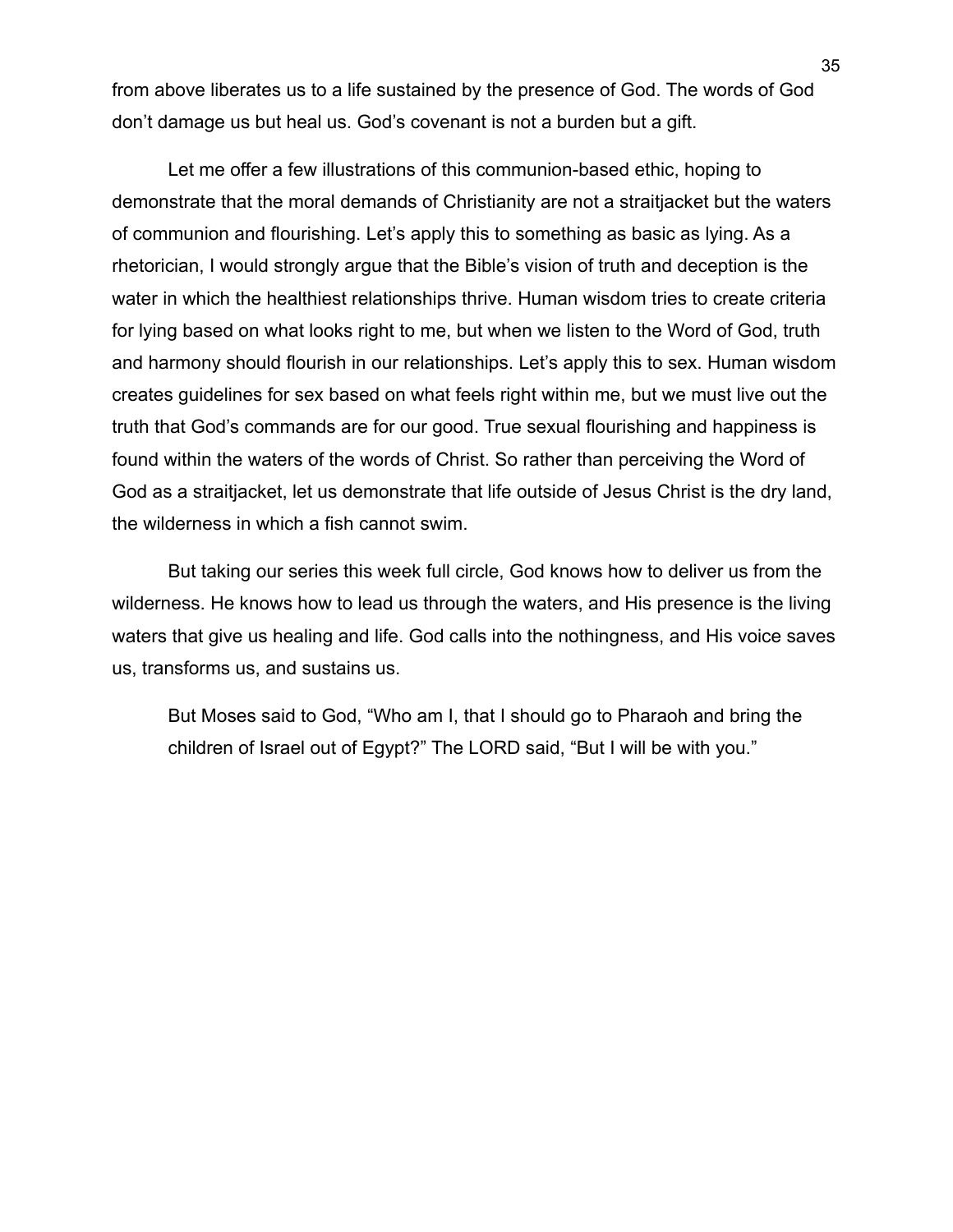from above liberates us to a life sustained by the presence of God. The words of God don't damage us but heal us. God's covenant is not a burden but a gift.

Let me offer a few illustrations of this communion-based ethic, hoping to demonstrate that the moral demands of Christianity are not a straitjacket but the waters of communion and flourishing. Let's apply this to something as basic as lying. As a rhetorician, I would strongly argue that the Bible's vision of truth and deception is the water in which the healthiest relationships thrive. Human wisdom tries to create criteria for lying based on what looks right to me, but when we listen to the Word of God, truth and harmony should flourish in our relationships. Let's apply this to sex. Human wisdom creates guidelines for sex based on what feels right within me, but we must live out the truth that God's commands are for our good. True sexual flourishing and happiness is found within the waters of the words of Christ. So rather than perceiving the Word of God as a straitjacket, let us demonstrate that life outside of Jesus Christ is the dry land, the wilderness in which a fish cannot swim.

But taking our series this week full circle, God knows how to deliver us from the wilderness. He knows how to lead us through the waters, and His presence is the living waters that give us healing and life. God calls into the nothingness, and His voice saves us, transforms us, and sustains us.

> But Moses said to God, "Who am I, that I should go to Pharaoh and bring the children of Israel out of Egypt?" The LORD said, "But I will be with you."